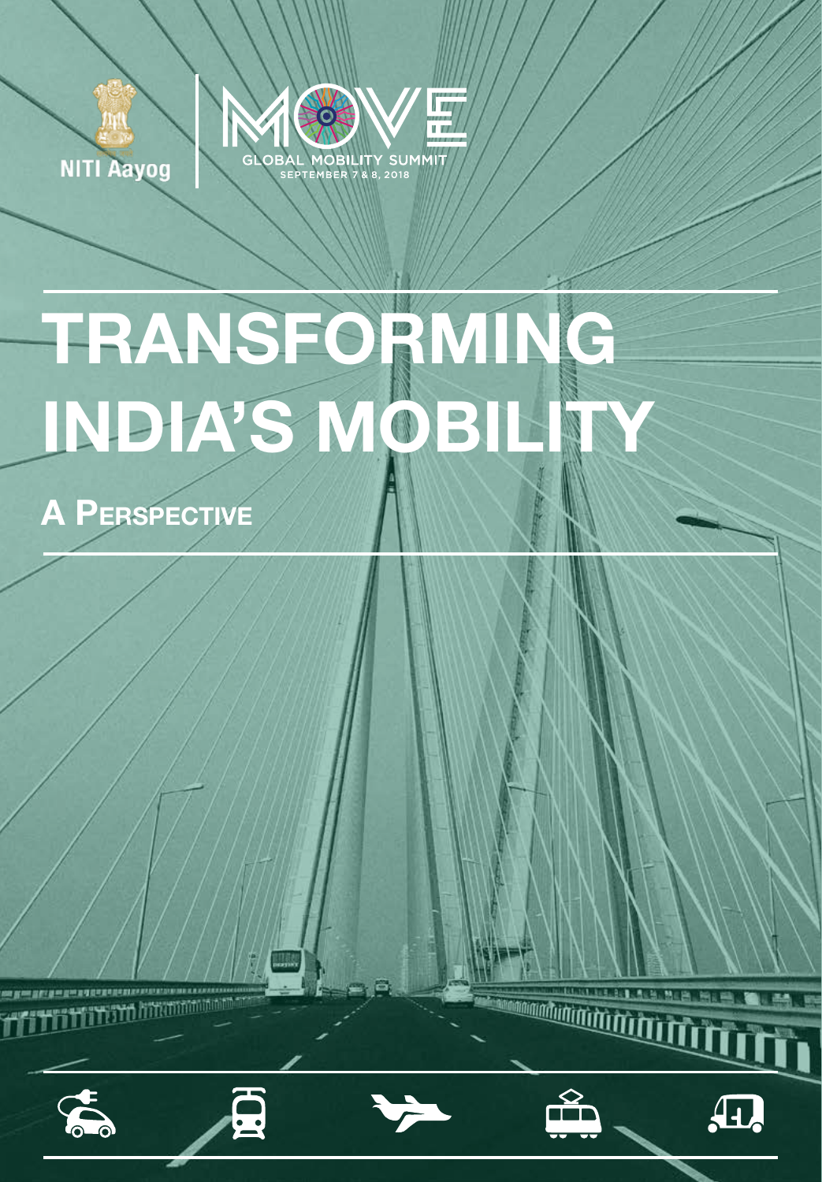NITI Aayog

MOVE

GLOBAL MOBILITY SUMMIT

SEPTEMBER 7 & 8, 2018

# TRANSFORMING INDIA'S MOBILITY

## A PERSPECTIVE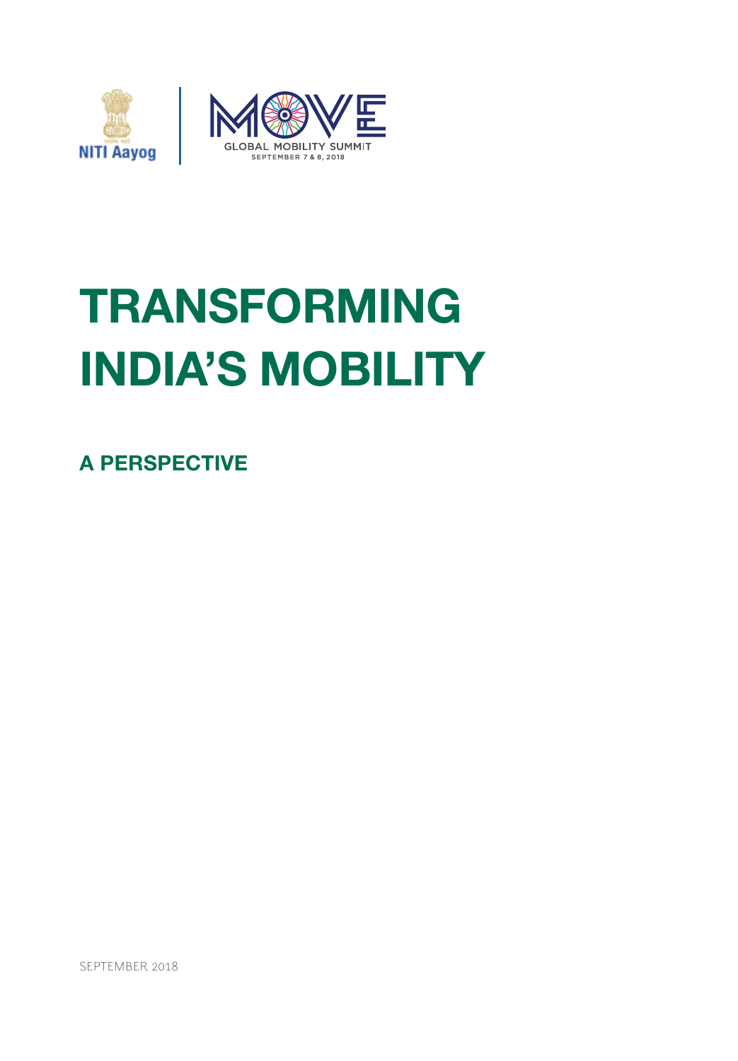NITI Aayog

GLOBAL MOBILITY SUMMIT
SEPTEMBER 7 & 8, 2018

# TRANSFORMING INDIA'S MOBILITY

## A PERSPECTIVE

SEPTEMBER 2018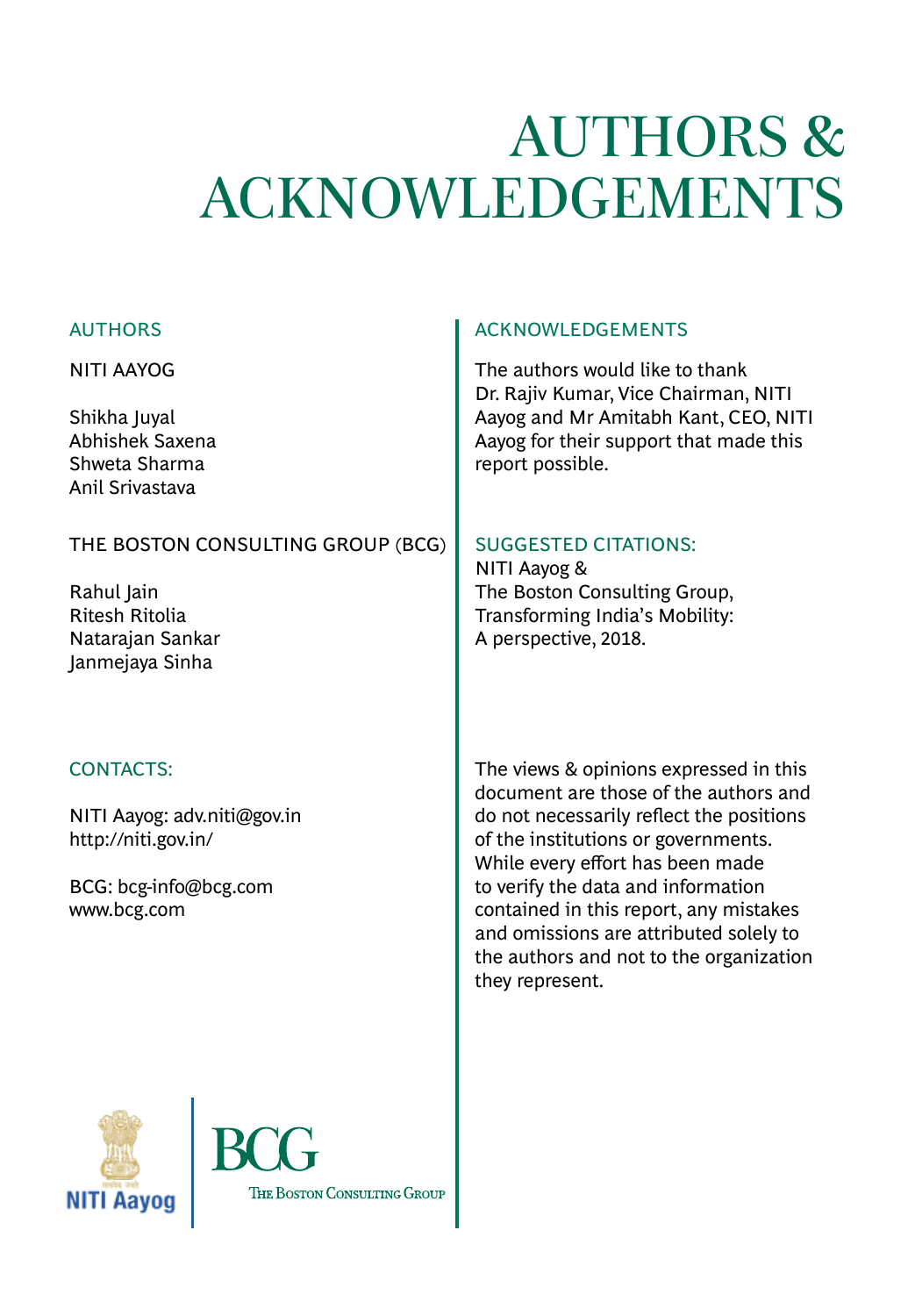# AUTHORS & ACKNOWLEDGEMENTS

## AUTHORS

NITI AAYOG

Shikha Juyal
Abhishek Saxena
Shweta Sharma
Anil Srivastava

THE BOSTON CONSULTING GROUP (BCG)

Rahul Jain
Ritesh Ritolia
Natarajan Sankar
Janmejaya Sinha

## CONTACTS:

NITI Aayog: adv.niti@gov.in
http://niti.gov.in/

BCG: bcg-info@bcg.com
www.bcg.com

## ACKNOWLEDGEMENTS

The authors would like to thank Dr. Rajiv Kumar, Vice Chairman, NITI Aayog and Mr Amitabh Kant, CEO, NITI Aayog for their support that made this report possible.

## SUGGESTED CITATIONS:

NITI Aayog &
The Boston Consulting Group,
Transforming India's Mobility:
A perspective, 2018.

The views & opinions expressed in this document are those of the authors and do not necessarily reflect the positions of the institutions or governments. While every effort has been made to verify the data and information contained in this report, any mistakes and omissions are attributed solely to the authors and not to the organization they represent.

NITI Aayog | BCG The Boston Consulting Group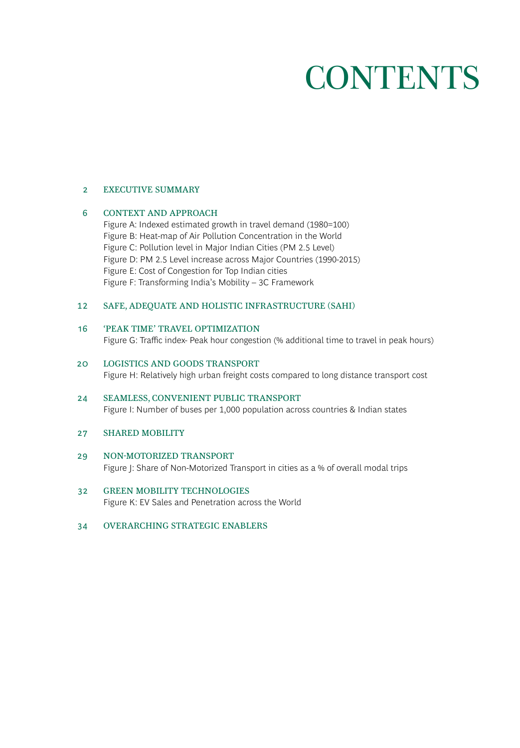# CONTENTS

2 EXECUTIVE SUMMARY

6 CONTEXT AND APPROACH
Figure A: Indexed estimated growth in travel demand (1980=100)
Figure B: Heat-map of Air Pollution Concentration in the World
Figure C: Pollution level in Major Indian Cities (PM 2.5 Level)
Figure D: PM 2.5 Level increase across Major Countries (1990-2015)
Figure E: Cost of Congestion for Top Indian cities
Figure F: Transforming India's Mobility – 3C Framework

12 SAFE, ADEQUATE AND HOLISTIC INFRASTRUCTURE (SAHI)

16 'PEAK TIME' TRAVEL OPTIMIZATION
Figure G: Traffic index- Peak hour congestion (% additional time to travel in peak hours)

20 LOGISTICS AND GOODS TRANSPORT
Figure H: Relatively high urban freight costs compared to long distance transport cost

24 SEAMLESS, CONVENIENT PUBLIC TRANSPORT
Figure I: Number of buses per 1,000 population across countries & Indian states

27 SHARED MOBILITY

29 NON-MOTORIZED TRANSPORT
Figure J: Share of Non-Motorized Transport in cities as a % of overall modal trips

32 GREEN MOBILITY TECHNOLOGIES
Figure K: EV Sales and Penetration across the World

34 OVERARCHING STRATEGIC ENABLERS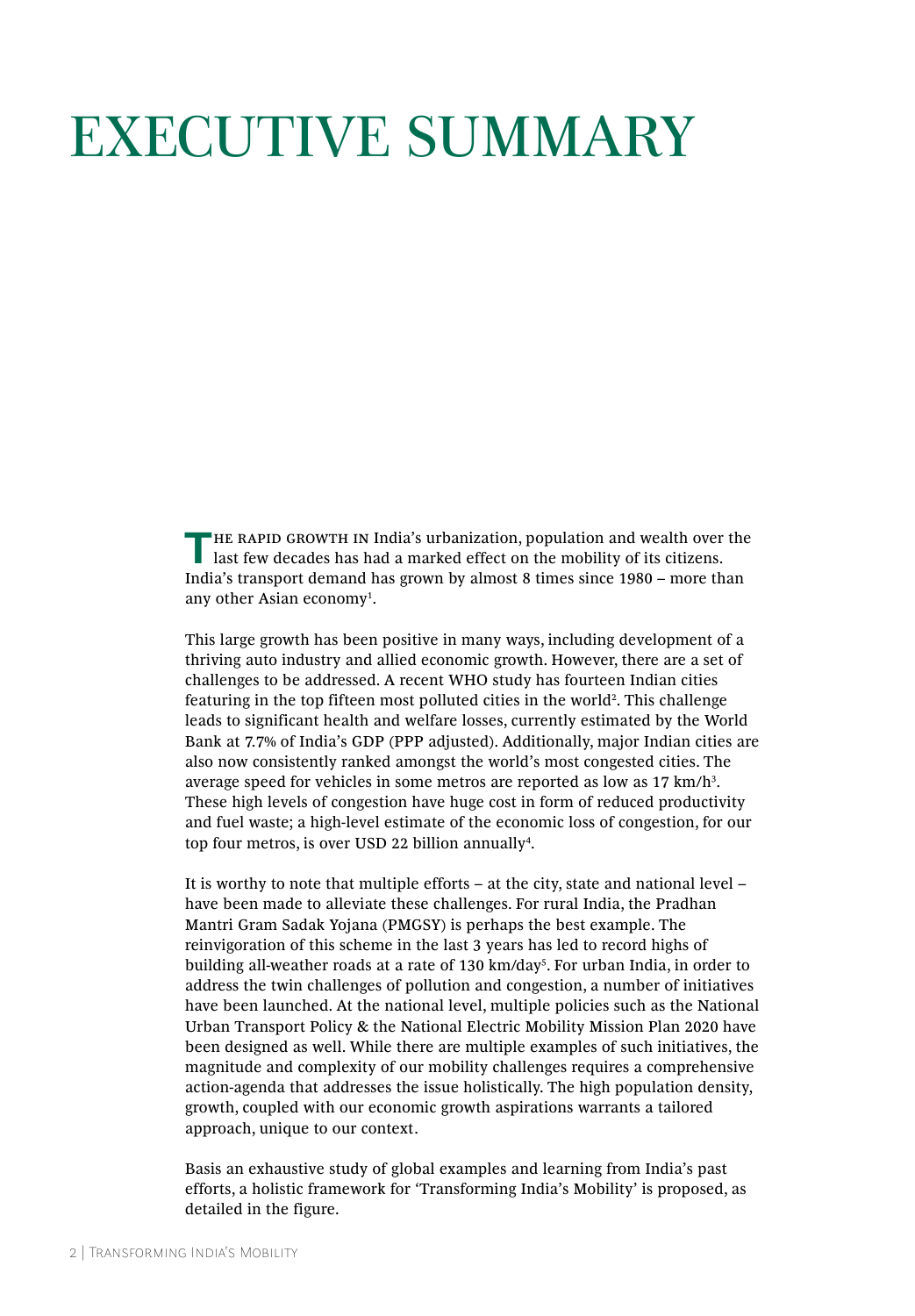# EXECUTIVE SUMMARY

The rapid growth in India's urbanization, population and wealth over the last few decades has had a marked effect on the mobility of its citizens. India's transport demand has grown by almost 8 times since 1980 – more than any other Asian economy[1].

This large growth has been positive in many ways, including development of a thriving auto industry and allied economic growth. However, there are a set of challenges to be addressed. A recent WHO study has fourteen Indian cities featuring in the top fifteen most polluted cities in the world[2]. This challenge leads to significant health and welfare losses, currently estimated by the World Bank at 7.7% of India's GDP (PPP adjusted). Additionally, major Indian cities are also now consistently ranked amongst the world's most congested cities. The average speed for vehicles in some metros are reported as low as 17 km/h[3]. These high levels of congestion have huge cost in form of reduced productivity and fuel waste; a high-level estimate of the economic loss of congestion, for our top four metros, is over USD 22 billion annually[4].

It is worthy to note that multiple efforts – at the city, state and national level – have been made to alleviate these challenges. For rural India, the Pradhan Mantri Gram Sadak Yojana (PMGSY) is perhaps the best example. The reinvigoration of this scheme in the last 3 years has led to record highs of building all-weather roads at a rate of 130 km/day[5]. For urban India, in order to address the twin challenges of pollution and congestion, a number of initiatives have been launched. At the national level, multiple policies such as the National Urban Transport Policy & the National Electric Mobility Mission Plan 2020 have been designed as well. While there are multiple examples of such initiatives, the magnitude and complexity of our mobility challenges requires a comprehensive action-agenda that addresses the issue holistically. The high population density, growth, coupled with our economic growth aspirations warrants a tailored approach, unique to our context.

Basis an exhaustive study of global examples and learning from India's past efforts, a holistic framework for 'Transforming India's Mobility' is proposed, as detailed in the figure.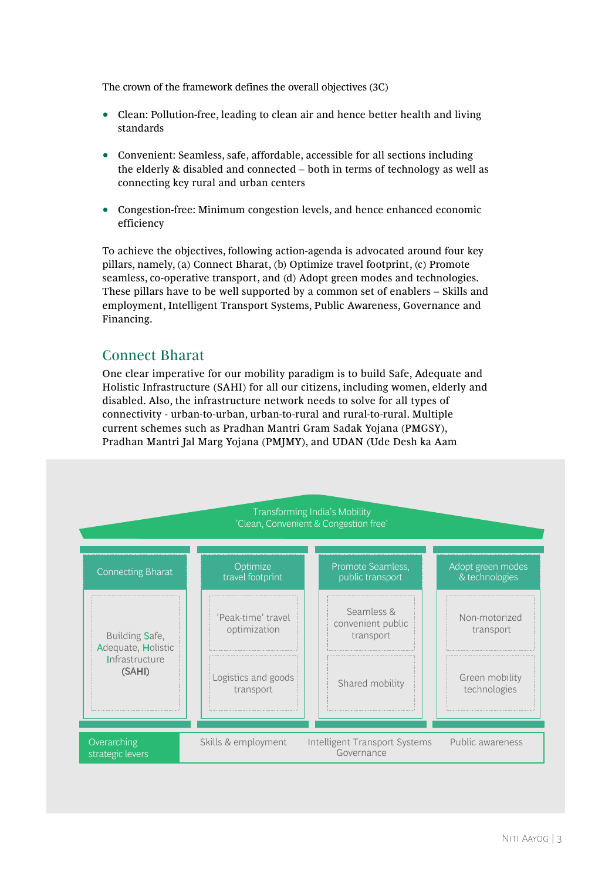The crown of the framework defines the overall objectives (3C)

- Clean: Pollution-free, leading to clean air and hence better health and living standards
- Convenient: Seamless, safe, affordable, accessible for all sections including the elderly & disabled and connected – both in terms of technology as well as connecting key rural and urban centers
- Congestion-free: Minimum congestion levels, and hence enhanced economic efficiency

To achieve the objectives, following action-agenda is advocated around four key pillars, namely, (a) Connect Bharat, (b) Optimize travel footprint, (c) Promote seamless, co-operative transport, and (d) Adopt green modes and technologies. These pillars have to be well supported by a common set of enablers – Skills and employment, Intelligent Transport Systems, Public Awareness, Governance and Financing.

## Connect Bharat

One clear imperative for our mobility paradigm is to build Safe, Adequate and Holistic Infrastructure (SAHI) for all our citizens, including women, elderly and disabled. Also, the infrastructure network needs to solve for all types of connectivity - urban-to-urban, urban-to-rural and rural-to-rural. Multiple current schemes such as Pradhan Mantri Gram Sadak Yojana (PMGSY), Pradhan Mantri Jal Marg Yojana (PMJMY), and UDAN (Ude Desh ka Aam

**Transforming India's Mobility**
**'Clean, Convenient & Congestion free'**

| Connecting Bharat | Optimize travel footprint | Promote Seamless, public transport | Adopt green modes & technologies |
|---|---|---|---|
| Building Safe, Adequate, Holistic Infrastructure (SAHI) | 'Peak-time' travel optimization | Seamless & convenient public transport | Non-motorized transport |
| | Logistics and goods transport | Shared mobility | Green mobility technologies |

| Overarching strategic levers | Skills & employment | Intelligent Transport Systems Governance | Public awareness |
|---|---|---|---|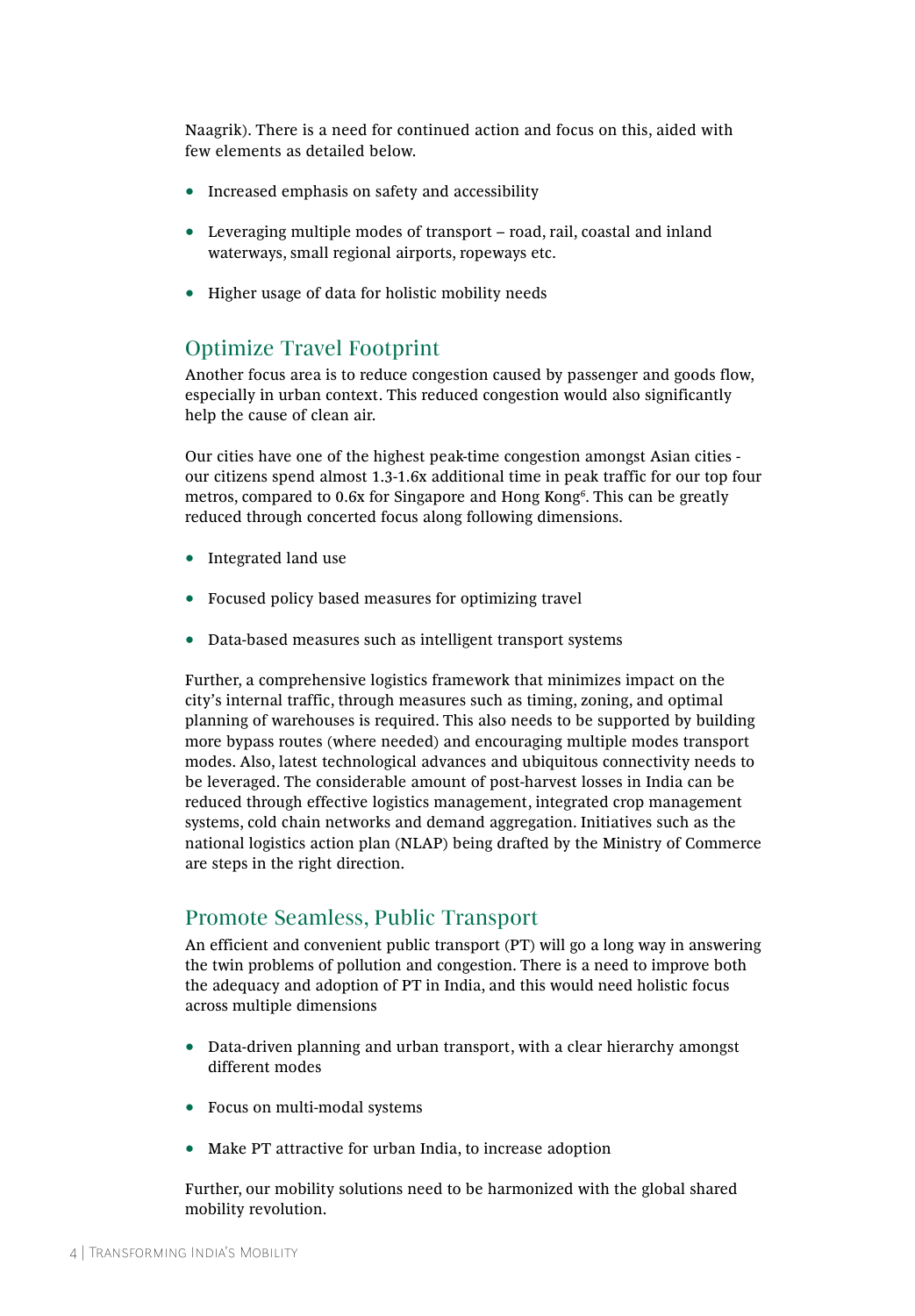Naagrik). There is a need for continued action and focus on this, aided with few elements as detailed below.

- Increased emphasis on safety and accessibility
- Leveraging multiple modes of transport – road, rail, coastal and inland waterways, small regional airports, ropeways etc.
- Higher usage of data for holistic mobility needs

## Optimize Travel Footprint

Another focus area is to reduce congestion caused by passenger and goods flow, especially in urban context. This reduced congestion would also significantly help the cause of clean air.

Our cities have one of the highest peak-time congestion amongst Asian cities - our citizens spend almost 1.3-1.6x additional time in peak traffic for our top four metros, compared to 0.6x for Singapore and Hong Kong[6]. This can be greatly reduced through concerted focus along following dimensions.

- Integrated land use
- Focused policy based measures for optimizing travel
- Data-based measures such as intelligent transport systems

Further, a comprehensive logistics framework that minimizes impact on the city's internal traffic, through measures such as timing, zoning, and optimal planning of warehouses is required. This also needs to be supported by building more bypass routes (where needed) and encouraging multiple modes transport modes. Also, latest technological advances and ubiquitous connectivity needs to be leveraged. The considerable amount of post-harvest losses in India can be reduced through effective logistics management, integrated crop management systems, cold chain networks and demand aggregation. Initiatives such as the national logistics action plan (NLAP) being drafted by the Ministry of Commerce are steps in the right direction.

## Promote Seamless, Public Transport

An efficient and convenient public transport (PT) will go a long way in answering the twin problems of pollution and congestion. There is a need to improve both the adequacy and adoption of PT in India, and this would need holistic focus across multiple dimensions

- Data-driven planning and urban transport, with a clear hierarchy amongst different modes
- Focus on multi-modal systems
- Make PT attractive for urban India, to increase adoption

Further, our mobility solutions need to be harmonized with the global shared mobility revolution.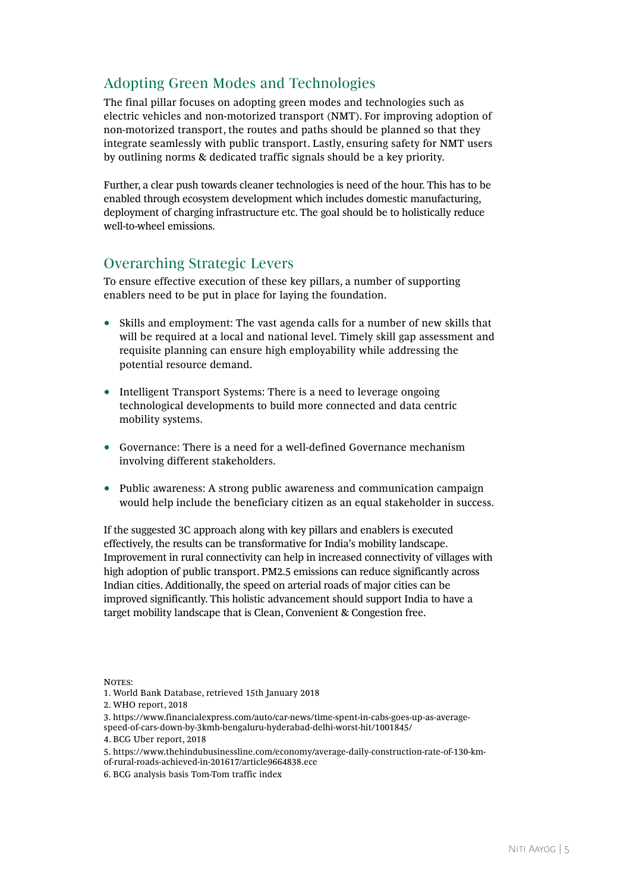## Adopting Green Modes and Technologies

The final pillar focuses on adopting green modes and technologies such as electric vehicles and non-motorized transport (NMT). For improving adoption of non-motorized transport, the routes and paths should be planned so that they integrate seamlessly with public transport. Lastly, ensuring safety for NMT users by outlining norms & dedicated traffic signals should be a key priority.

Further, a clear push towards cleaner technologies is need of the hour. This has to be enabled through ecosystem development which includes domestic manufacturing, deployment of charging infrastructure etc. The goal should be to holistically reduce well-to-wheel emissions.

## Overarching Strategic Levers

To ensure effective execution of these key pillars, a number of supporting enablers need to be put in place for laying the foundation.

- Skills and employment: The vast agenda calls for a number of new skills that will be required at a local and national level. Timely skill gap assessment and requisite planning can ensure high employability while addressing the potential resource demand.
- Intelligent Transport Systems: There is a need to leverage ongoing technological developments to build more connected and data centric mobility systems.
- Governance: There is a need for a well-defined Governance mechanism involving different stakeholders.
- Public awareness: A strong public awareness and communication campaign would help include the beneficiary citizen as an equal stakeholder in success.

If the suggested 3C approach along with key pillars and enablers is executed effectively, the results can be transformative for India's mobility landscape. Improvement in rural connectivity can help in increased connectivity of villages with high adoption of public transport. PM2.5 emissions can reduce significantly across Indian cities. Additionally, the speed on arterial roads of major cities can be improved significantly. This holistic advancement should support India to have a target mobility landscape that is Clean, Convenient & Congestion free.

NOTES:

1. World Bank Database, retrieved 15th January 2018
2. WHO report, 2018
3. https://www.financialexpress.com/auto/car-news/time-spent-in-cabs-goes-up-as-average-speed-of-cars-down-by-3kmh-bengaluru-hyderabad-delhi-worst-hit/1001845/
4. BCG Uber report, 2018
5. https://www.thehindubusinessline.com/economy/average-daily-construction-rate-of-130-km-of-rural-roads-achieved-in-201617/article9664838.ece
6. BCG analysis basis Tom-Tom traffic index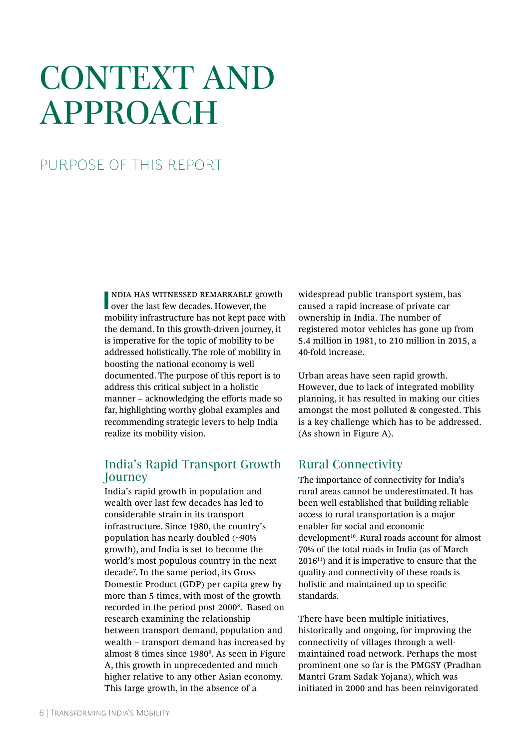# CONTEXT AND APPROACH

## PURPOSE OF THIS REPORT

INDIA HAS WITNESSED REMARKABLE growth over the last few decades. However, the mobility infrastructure has not kept pace with the demand. In this growth-driven journey, it is imperative for the topic of mobility to be addressed holistically. The role of mobility in boosting the national economy is well documented. The purpose of this report is to address this critical subject in a holistic manner – acknowledging the efforts made so far, highlighting worthy global examples and recommending strategic levers to help India realize its mobility vision.

### India's Rapid Transport Growth Journey

India's rapid growth in population and wealth over last few decades has led to considerable strain in its transport infrastructure. Since 1980, the country's population has nearly doubled (~90% growth), and India is set to become the world's most populous country in the next decade[7]. In the same period, its Gross Domestic Product (GDP) per capita grew by more than 5 times, with most of the growth recorded in the period post 2000[8]. Based on research examining the relationship between transport demand, population and wealth – transport demand has increased by almost 8 times since 1980[9]. As seen in Figure A, this growth in unprecedented and much higher relative to any other Asian economy. This large growth, in the absence of a widespread public transport system, has caused a rapid increase of private car ownership in India. The number of registered motor vehicles has gone up from 5.4 million in 1981, to 210 million in 2015, a 40-fold increase.

Urban areas have seen rapid growth. However, due to lack of integrated mobility planning, it has resulted in making our cities amongst the most polluted & congested. This is a key challenge which has to be addressed. (As shown in Figure A).

### Rural Connectivity

The importance of connectivity for India's rural areas cannot be underestimated. It has been well established that building reliable access to rural transportation is a major enabler for social and economic development[10]. Rural roads account for almost 70% of the total roads in India (as of March 2016[11]) and it is imperative to ensure that the quality and connectivity of these roads is holistic and maintained up to specific standards.

There have been multiple initiatives, historically and ongoing, for improving the connectivity of villages through a well-maintained road network. Perhaps the most prominent one so far is the PMGSY (Pradhan Mantri Gram Sadak Yojana), which was initiated in 2000 and has been reinvigorated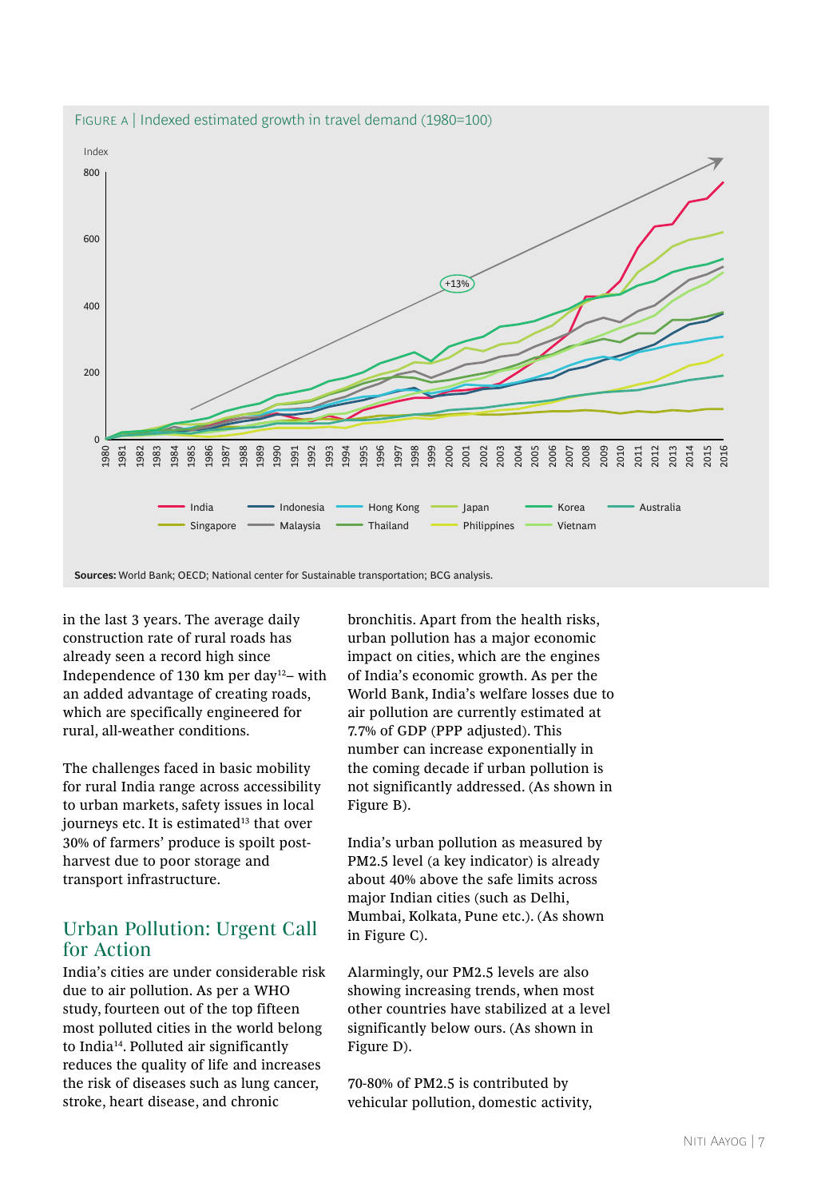FIGURE A | Indexed estimated growth in travel demand (1980=100)

Sources: World Bank; OECD; National center for Sustainable transportation; BCG analysis.

in the last 3 years. The average daily construction rate of rural roads has already seen a record high since Independence of 130 km per day[12]– with an added advantage of creating roads, which are specifically engineered for rural, all-weather conditions.

The challenges faced in basic mobility for rural India range across accessibility to urban markets, safety issues in local journeys etc. It is estimated[13] that over 30% of farmers' produce is spoilt post-harvest due to poor storage and transport infrastructure.

## Urban Pollution: Urgent Call for Action

India's cities are under considerable risk due to air pollution. As per a WHO study, fourteen out of the top fifteen most polluted cities in the world belong to India[14]. Polluted air significantly reduces the quality of life and increases the risk of diseases such as lung cancer, stroke, heart disease, and chronic bronchitis. Apart from the health risks, urban pollution has a major economic impact on cities, which are the engines of India's economic growth. As per the World Bank, India's welfare losses due to air pollution are currently estimated at 7.7% of GDP (PPP adjusted). This number can increase exponentially in the coming decade if urban pollution is not significantly addressed. (As shown in Figure B).

India's urban pollution as measured by PM2.5 level (a key indicator) is already about 40% above the safe limits across major Indian cities (such as Delhi, Mumbai, Kolkata, Pune etc.). (As shown in Figure C).

Alarmingly, our PM2.5 levels are also showing increasing trends, when most other countries have stabilized at a level significantly below ours. (As shown in Figure D).

70-80% of PM2.5 is contributed by vehicular pollution, domestic activity,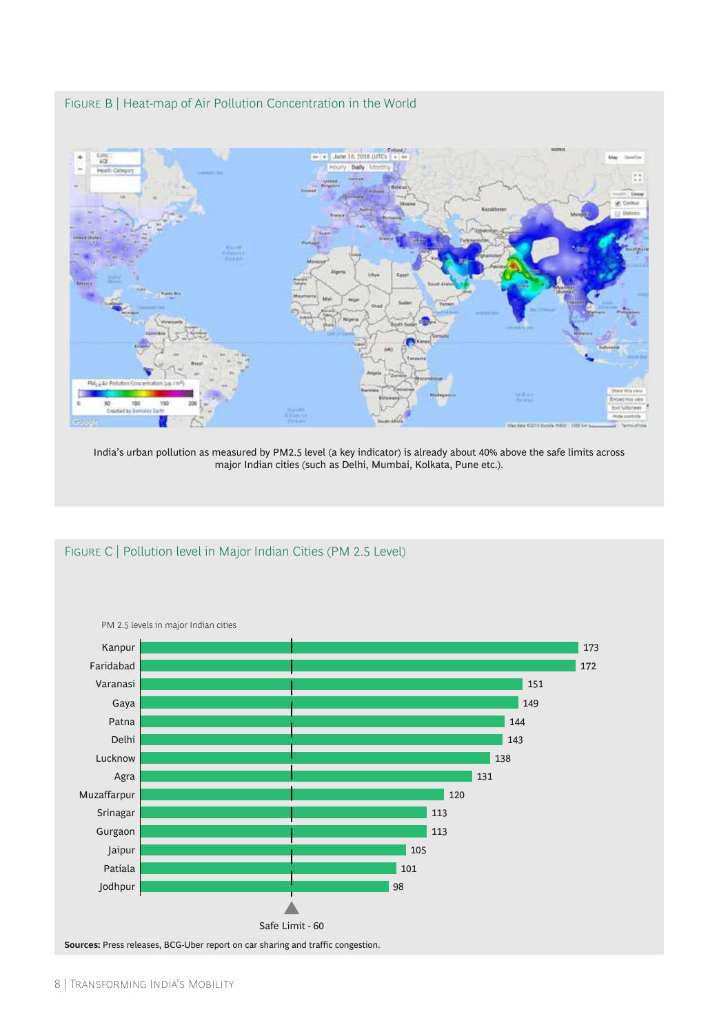FIGURE B | Heat-map of Air Pollution Concentration in the World

India's urban pollution as measured by PM2.5 level (a key indicator) is already about 40% above the safe limits across major Indian cities (such as Delhi, Mumbai, Kolkata, Pune etc.).

FIGURE C | Pollution level in Major Indian Cities (PM 2.5 Level)

PM 2.5 levels in major Indian cities

| City | PM 2.5 level |
|---|---|
| Kanpur | 173 |
| Faridabad | 172 |
| Varanasi | 151 |
| Gaya | 149 |
| Patna | 144 |
| Delhi | 143 |
| Lucknow | 138 |
| Agra | 131 |
| Muzaffarpur | 120 |
| Srinagar | 113 |
| Gurgaon | 113 |
| Jaipur | 105 |
| Patiala | 101 |
| Jodhpur | 98 |

Safe Limit - 60

**Sources:** Press releases, BCG-Uber report on car sharing and traffic congestion.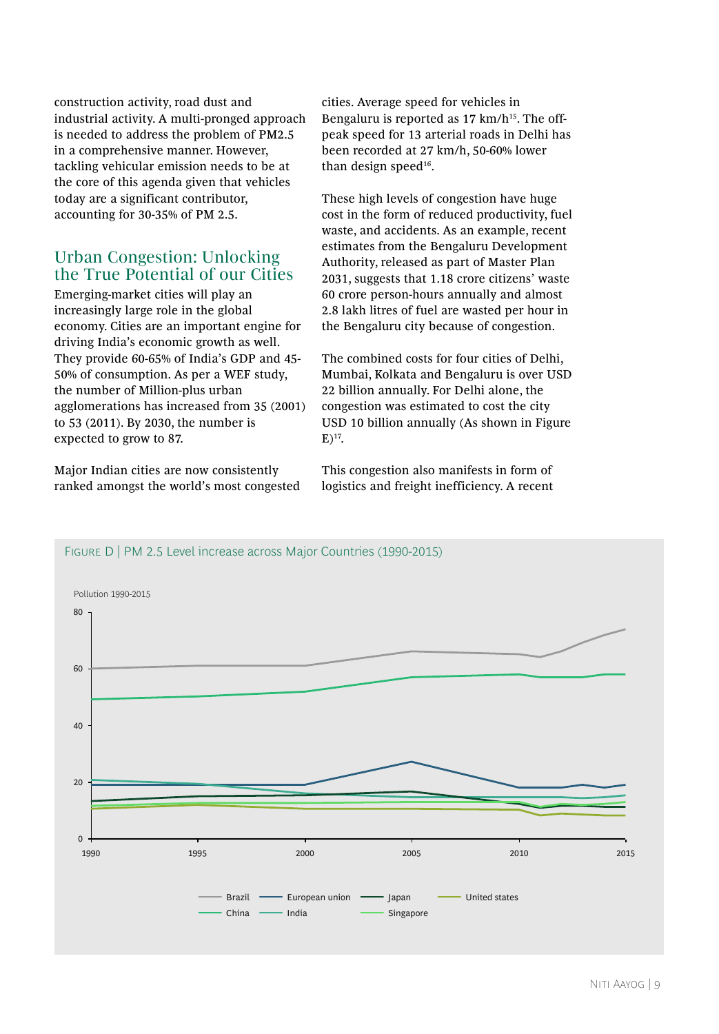construction activity, road dust and industrial activity. A multi-pronged approach is needed to address the problem of PM2.5 in a comprehensive manner. However, tackling vehicular emission needs to be at the core of this agenda given that vehicles today are a significant contributor, accounting for 30-35% of PM 2.5.

## Urban Congestion: Unlocking the True Potential of our Cities

Emerging-market cities will play an increasingly large role in the global economy. Cities are an important engine for driving India's economic growth as well. They provide 60-65% of India's GDP and 45-50% of consumption. As per a WEF study, the number of Million-plus urban agglomerations has increased from 35 (2001) to 53 (2011). By 2030, the number is expected to grow to 87.

Major Indian cities are now consistently ranked amongst the world's most congested cities. Average speed for vehicles in Bengaluru is reported as 17 km/h[15]. The off-peak speed for 13 arterial roads in Delhi has been recorded at 27 km/h, 50-60% lower than design speed[16].

These high levels of congestion have huge cost in the form of reduced productivity, fuel waste, and accidents. As an example, recent estimates from the Bengaluru Development Authority, released as part of Master Plan 2031, suggests that 1.18 crore citizens' waste 60 crore person-hours annually and almost 2.8 lakh litres of fuel are wasted per hour in the Bengaluru city because of congestion.

The combined costs for four cities of Delhi, Mumbai, Kolkata and Bengaluru is over USD 22 billion annually. For Delhi alone, the congestion was estimated to cost the city USD 10 billion annually (As shown in Figure E)[17].

This congestion also manifests in form of logistics and freight inefficiency. A recent

FIGURE D | PM 2.5 Level increase across Major Countries (1990-2015)

Pollution 1990-2015

Legend: Brazil, European union, Japan, United states, China, India, Singapore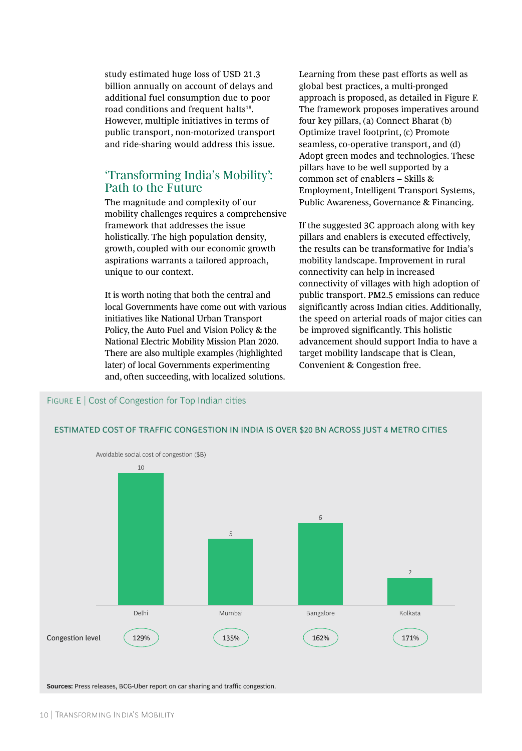study estimated huge loss of USD 21.3 billion annually on account of delays and additional fuel consumption due to poor road conditions and frequent halts[18]. However, multiple initiatives in terms of public transport, non-motorized transport and ride-sharing would address this issue.

## 'Transforming India's Mobility': Path to the Future

The magnitude and complexity of our mobility challenges requires a comprehensive framework that addresses the issue holistically. The high population density, growth, coupled with our economic growth aspirations warrants a tailored approach, unique to our context.

It is worth noting that both the central and local Governments have come out with various initiatives like National Urban Transport Policy, the Auto Fuel and Vision Policy & the National Electric Mobility Mission Plan 2020. There are also multiple examples (highlighted later) of local Governments experimenting and, often succeeding, with localized solutions.

Learning from these past efforts as well as global best practices, a multi-pronged approach is proposed, as detailed in Figure F. The framework proposes imperatives around four key pillars, (a) Connect Bharat (b) Optimize travel footprint, (c) Promote seamless, co-operative transport, and (d) Adopt green modes and technologies. These pillars have to be well supported by a common set of enablers – Skills & Employment, Intelligent Transport Systems, Public Awareness, Governance & Financing.

If the suggested 3C approach along with key pillars and enablers is executed effectively, the results can be transformative for India's mobility landscape. Improvement in rural connectivity can help in increased connectivity of villages with high adoption of public transport. PM2.5 emissions can reduce significantly across Indian cities. Additionally, the speed on arterial roads of major cities can be improved significantly. This holistic advancement should support India to have a target mobility landscape that is Clean, Convenient & Congestion free.

FIGURE E | Cost of Congestion for Top Indian cities

ESTIMATED COST OF TRAFFIC CONGESTION IN INDIA IS OVER $20 BN ACROSS JUST 4 METRO CITIES

| | Delhi | Mumbai | Bangalore | Kolkata |
|---|---|---|---|---|
| Avoidable social cost of congestion ($B) | 10 | 5 | 6 | 2 |
| Congestion level | 129% | 135% | 162% | 171% |

**Sources:** Press releases, BCG-Uber report on car sharing and traffic congestion.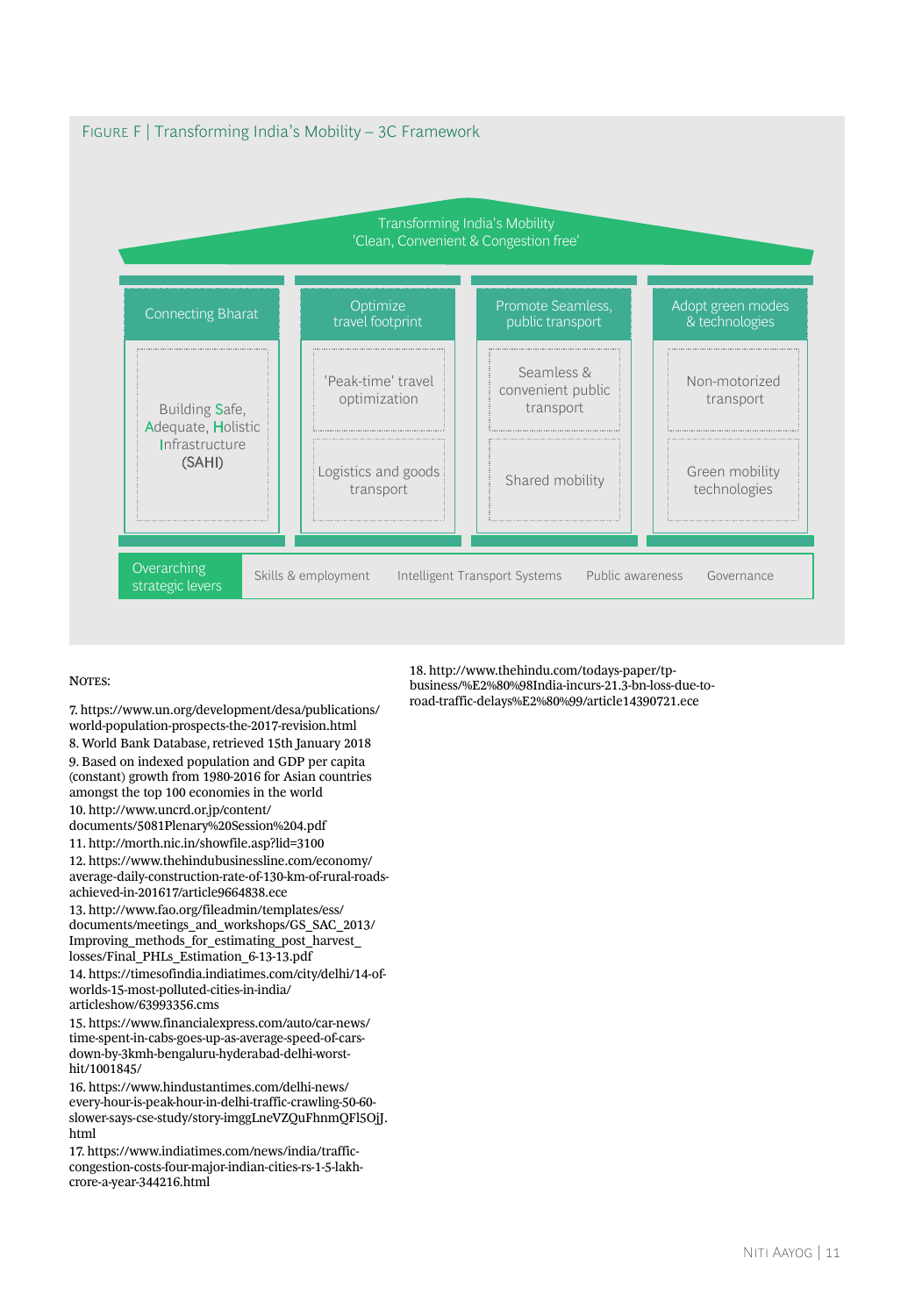FIGURE F | Transforming India's Mobility – 3C Framework

Transforming India's Mobility
'Clean, Convenient & Congestion free'

| Connecting Bharat | Optimize travel footprint | Promote Seamless, public transport | Adopt green modes & technologies |
|---|---|---|---|
| Building Safe, Adequate, Holistic Infrastructure (SAHI) | 'Peak-time' travel optimization | Seamless & convenient public transport | Non-motorized transport |
| | Logistics and goods transport | Shared mobility | Green mobility technologies |

Overarching strategic levers: Skills & employment | Intelligent Transport Systems | Public awareness | Governance

NOTES:

7. https://www.un.org/development/desa/publications/world-population-prospects-the-2017-revision.html
8. World Bank Database, retrieved 15th January 2018
9. Based on indexed population and GDP per capita (constant) growth from 1980-2016 for Asian countries amongst the top 100 economies in the world
10. http://www.uncrd.or.jp/content/documents/5081Plenary%20Session%204.pdf
11. http://morth.nic.in/showfile.asp?lid=3100
12. https://www.thehindubusinessline.com/economy/average-daily-construction-rate-of-130-km-of-rural-roads-achieved-in-201617/article9664838.ece
13. http://www.fao.org/fileadmin/templates/ess/documents/meetings_and_workshops/GS_SAC_2013/Improving_methods_for_estimating_post_harvest_losses/Final_PHLs_Estimation_6-13-13.pdf
14. https://timesofindia.indiatimes.com/city/delhi/14-of-worlds-15-most-polluted-cities-in-india/articleshow/63993356.cms
15. https://www.financialexpress.com/auto/car-news/time-spent-in-cabs-goes-up-as-average-speed-of-cars-down-by-3kmh-bengaluru-hyderabad-delhi-worst-hit/1001845/
16. https://www.hindustantimes.com/delhi-news/every-hour-is-peak-hour-in-delhi-traffic-crawling-50-60-slower-says-cse-study/story-imggLneVZQuFhnmQFl5OjJ.html
17. https://www.indiatimes.com/news/india/traffic-congestion-costs-four-major-indian-cities-rs-1-5-lakh-crore-a-year-344216.html
18. http://www.thehindu.com/todays-paper/tp-business/%E2%80%98India-incurs-21.3-bn-loss-due-to-road-traffic-delays%E2%80%99/article14390721.ece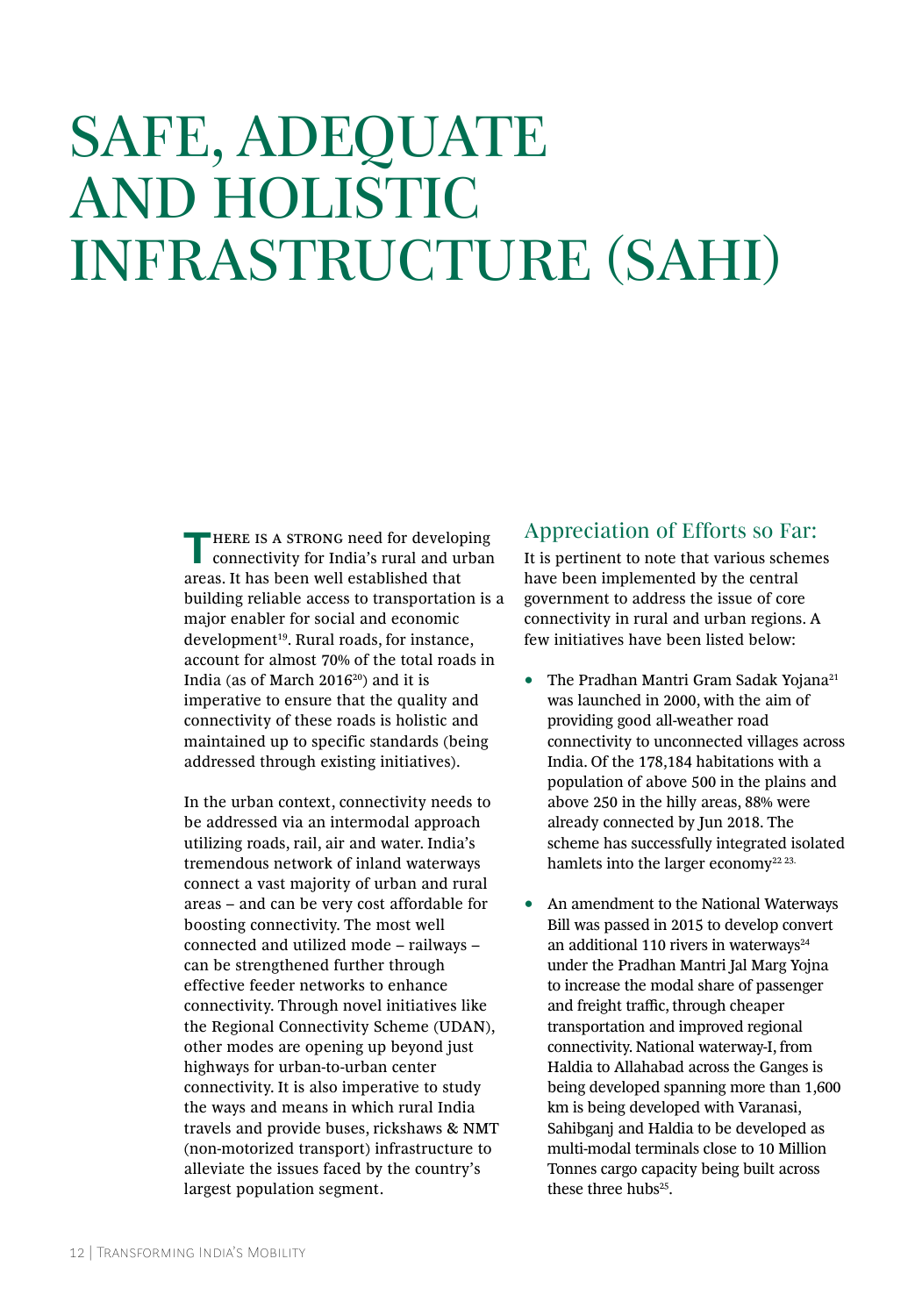# SAFE, ADEQUATE AND HOLISTIC INFRASTRUCTURE (SAHI)

There is a strong need for developing connectivity for India's rural and urban areas. It has been well established that building reliable access to transportation is a major enabler for social and economic development[19]. Rural roads, for instance, account for almost 70% of the total roads in India (as of March 2016[20]) and it is imperative to ensure that the quality and connectivity of these roads is holistic and maintained up to specific standards (being addressed through existing initiatives).

In the urban context, connectivity needs to be addressed via an intermodal approach utilizing roads, rail, air and water. India's tremendous network of inland waterways connect a vast majority of urban and rural areas – and can be very cost affordable for boosting connectivity. The most well connected and utilized mode – railways – can be strengthened further through effective feeder networks to enhance connectivity. Through novel initiatives like the Regional Connectivity Scheme (UDAN), other modes are opening up beyond just highways for urban-to-urban center connectivity. It is also imperative to study the ways and means in which rural India travels and provide buses, rickshaws & NMT (non-motorized transport) infrastructure to alleviate the issues faced by the country's largest population segment.

## Appreciation of Efforts so Far:

It is pertinent to note that various schemes have been implemented by the central government to address the issue of core connectivity in rural and urban regions. A few initiatives have been listed below:

- The Pradhan Mantri Gram Sadak Yojana[21] was launched in 2000, with the aim of providing good all-weather road connectivity to unconnected villages across India. Of the 178,184 habitations with a population of above 500 in the plains and above 250 in the hilly areas, 88% were already connected by Jun 2018. The scheme has successfully integrated isolated hamlets into the larger economy[22 23].
- An amendment to the National Waterways Bill was passed in 2015 to develop convert an additional 110 rivers in waterways[24] under the Pradhan Mantri Jal Marg Yojna to increase the modal share of passenger and freight traffic, through cheaper transportation and improved regional connectivity. National waterway-I, from Haldia to Allahabad across the Ganges is being developed spanning more than 1,600 km is being developed with Varanasi, Sahibganj and Haldia to be developed as multi-modal terminals close to 10 Million Tonnes cargo capacity being built across these three hubs[25].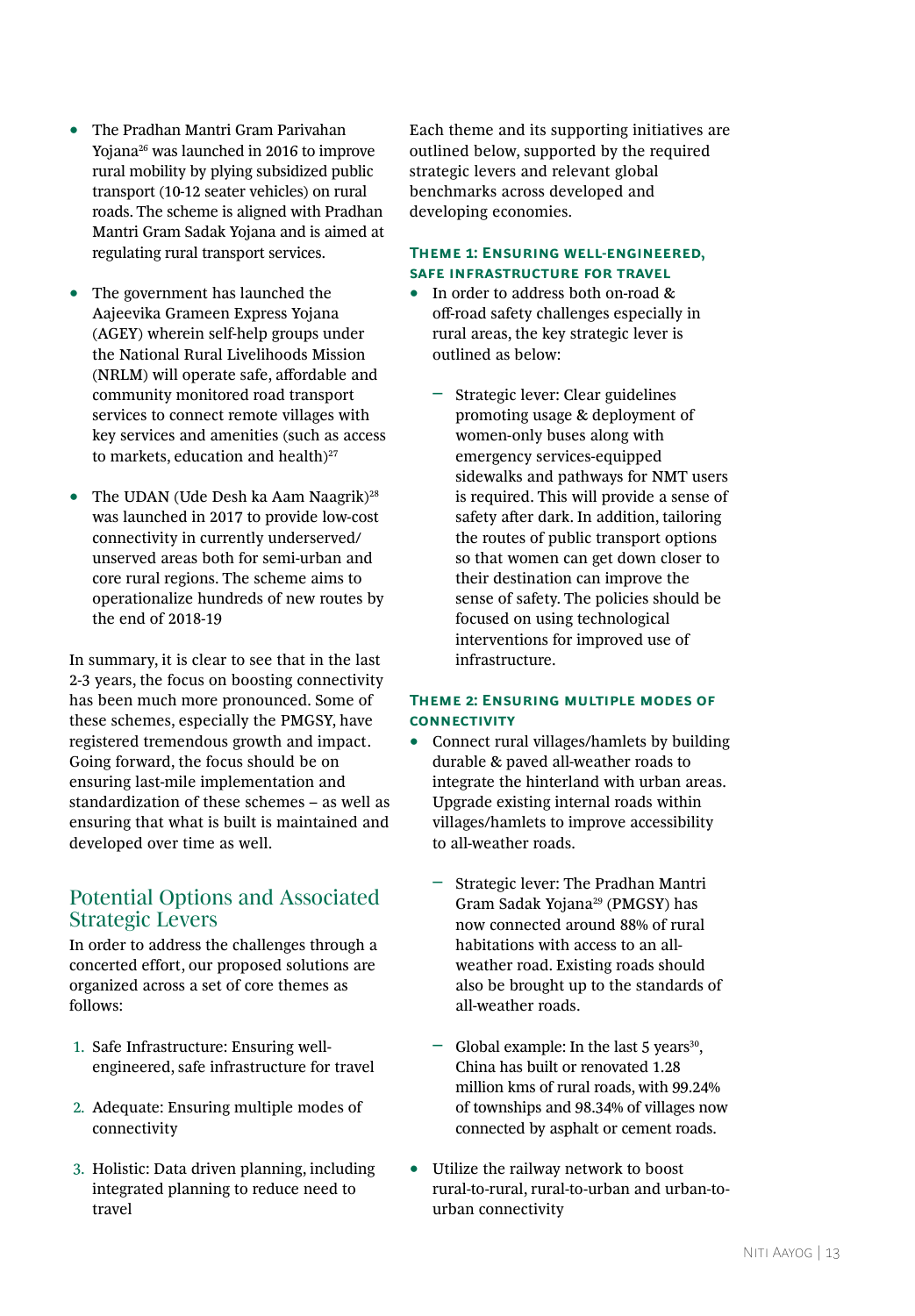- The Pradhan Mantri Gram Parivahan Yojana[26] was launched in 2016 to improve rural mobility by plying subsidized public transport (10-12 seater vehicles) on rural roads. The scheme is aligned with Pradhan Mantri Gram Sadak Yojana and is aimed at regulating rural transport services.

- The government has launched the Aajeevika Grameen Express Yojana (AGEY) wherein self-help groups under the National Rural Livelihoods Mission (NRLM) will operate safe, affordable and community monitored road transport services to connect remote villages with key services and amenities (such as access to markets, education and health)[27]

- The UDAN (Ude Desh ka Aam Naagrik)[28] was launched in 2017 to provide low-cost connectivity in currently underserved/ unserved areas both for semi-urban and core rural regions. The scheme aims to operationalize hundreds of new routes by the end of 2018-19

In summary, it is clear to see that in the last 2-3 years, the focus on boosting connectivity has been much more pronounced. Some of these schemes, especially the PMGSY, have registered tremendous growth and impact. Going forward, the focus should be on ensuring last-mile implementation and standardization of these schemes – as well as ensuring that what is built is maintained and developed over time as well.

## Potential Options and Associated Strategic Levers

In order to address the challenges through a concerted effort, our proposed solutions are organized across a set of core themes as follows:

1. Safe Infrastructure: Ensuring well-engineered, safe infrastructure for travel
2. Adequate: Ensuring multiple modes of connectivity
3. Holistic: Data driven planning, including integrated planning to reduce need to travel

Each theme and its supporting initiatives are outlined below, supported by the required strategic levers and relevant global benchmarks across developed and developing economies.

### Theme 1: Ensuring well-engineered, safe infrastructure for travel

- In order to address both on-road & off-road safety challenges especially in rural areas, the key strategic lever is outlined as below:
  - Strategic lever: Clear guidelines promoting usage & deployment of women-only buses along with emergency services-equipped sidewalks and pathways for NMT users is required. This will provide a sense of safety after dark. In addition, tailoring the routes of public transport options so that women can get down closer to their destination can improve the sense of safety. The policies should be focused on using technological interventions for improved use of infrastructure.

### Theme 2: Ensuring multiple modes of connectivity

- Connect rural villages/hamlets by building durable & paved all-weather roads to integrate the hinterland with urban areas. Upgrade existing internal roads within villages/hamlets to improve accessibility to all-weather roads.
  - Strategic lever: The Pradhan Mantri Gram Sadak Yojana[29] (PMGSY) has now connected around 88% of rural habitations with access to an all-weather road. Existing roads should also be brought up to the standards of all-weather roads.
  - Global example: In the last 5 years[30], China has built or renovated 1.28 million kms of rural roads, with 99.24% of townships and 98.34% of villages now connected by asphalt or cement roads.
- Utilize the railway network to boost rural-to-rural, rural-to-urban and urban-to-urban connectivity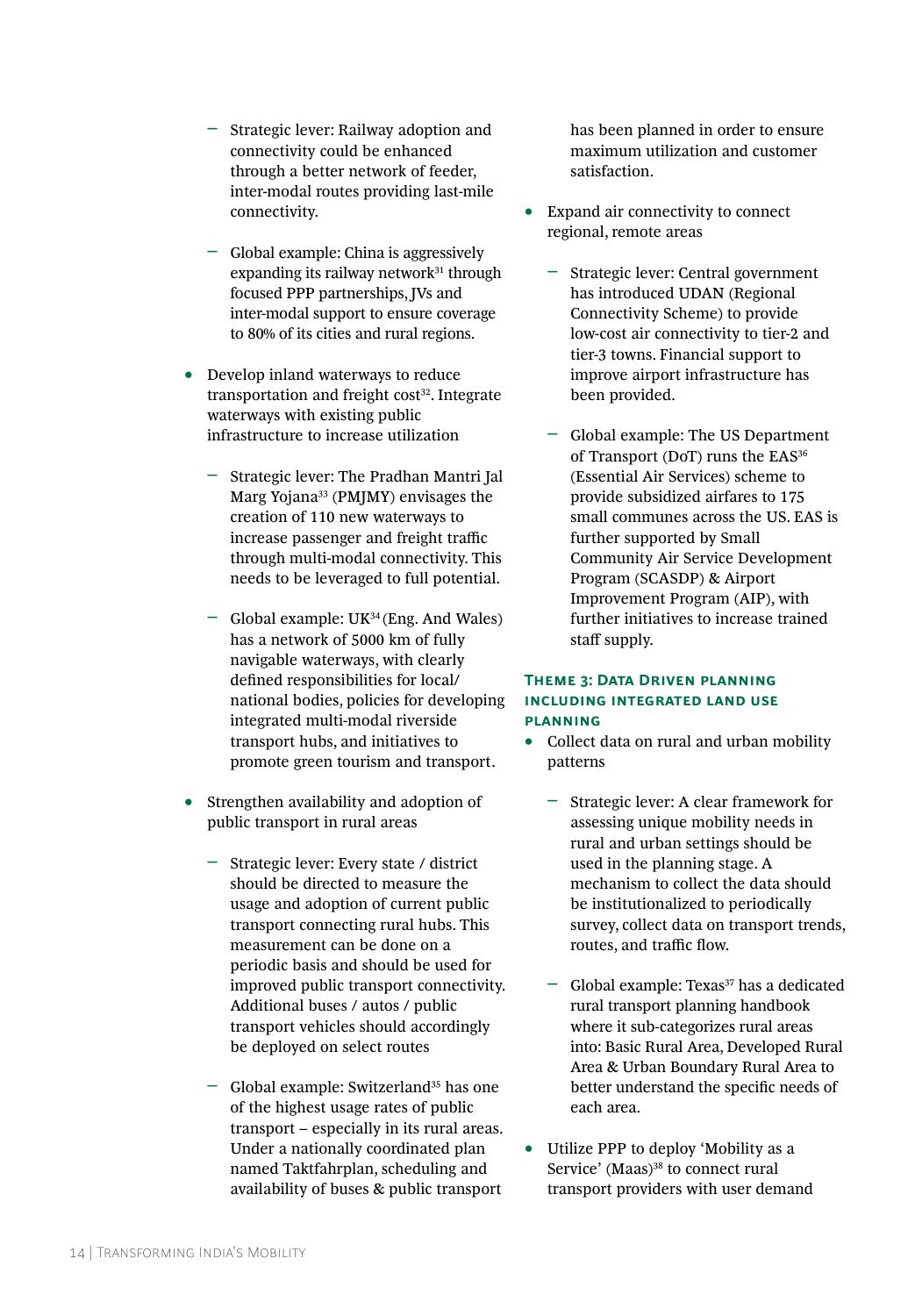- Strategic lever: Railway adoption and connectivity could be enhanced through a better network of feeder, inter-modal routes providing last-mile connectivity.

- Global example: China is aggressively expanding its railway network[31] through focused PPP partnerships, JVs and inter-modal support to ensure coverage to 80% of its cities and rural regions.

- Develop inland waterways to reduce transportation and freight cost[32]. Integrate waterways with existing public infrastructure to increase utilization

  - Strategic lever: The Pradhan Mantri Jal Marg Yojana[33] (PMJMY) envisages the creation of 110 new waterways to increase passenger and freight traffic through multi-modal connectivity. This needs to be leveraged to full potential.

  - Global example: UK[34] (Eng. And Wales) has a network of 5000 km of fully navigable waterways, with clearly defined responsibilities for local/ national bodies, policies for developing integrated multi-modal riverside transport hubs, and initiatives to promote green tourism and transport.

- Strengthen availability and adoption of public transport in rural areas

  - Strategic lever: Every state / district should be directed to measure the usage and adoption of current public transport connecting rural hubs. This measurement can be done on a periodic basis and should be used for improved public transport connectivity. Additional buses / autos / public transport vehicles should accordingly be deployed on select routes

  - Global example: Switzerland[35] has one of the highest usage rates of public transport – especially in its rural areas. Under a nationally coordinated plan named Taktfahrplan, scheduling and availability of buses & public transport has been planned in order to ensure maximum utilization and customer satisfaction.

- Expand air connectivity to connect regional, remote areas

  - Strategic lever: Central government has introduced UDAN (Regional Connectivity Scheme) to provide low-cost air connectivity to tier-2 and tier-3 towns. Financial support to improve airport infrastructure has been provided.

  - Global example: The US Department of Transport (DoT) runs the EAS[36] (Essential Air Services) scheme to provide subsidized airfares to 175 small communes across the US. EAS is further supported by Small Community Air Service Development Program (SCASDP) & Airport Improvement Program (AIP), with further initiatives to increase trained staff supply.

### Theme 3: Data Driven planning including integrated land use planning

- Collect data on rural and urban mobility patterns

  - Strategic lever: A clear framework for assessing unique mobility needs in rural and urban settings should be used in the planning stage. A mechanism to collect the data should be institutionalized to periodically survey, collect data on transport trends, routes, and traffic flow.

  - Global example: Texas[37] has a dedicated rural transport planning handbook where it sub-categorizes rural areas into: Basic Rural Area, Developed Rural Area & Urban Boundary Rural Area to better understand the specific needs of each area.

- Utilize PPP to deploy 'Mobility as a Service' (Maas)[38] to connect rural transport providers with user demand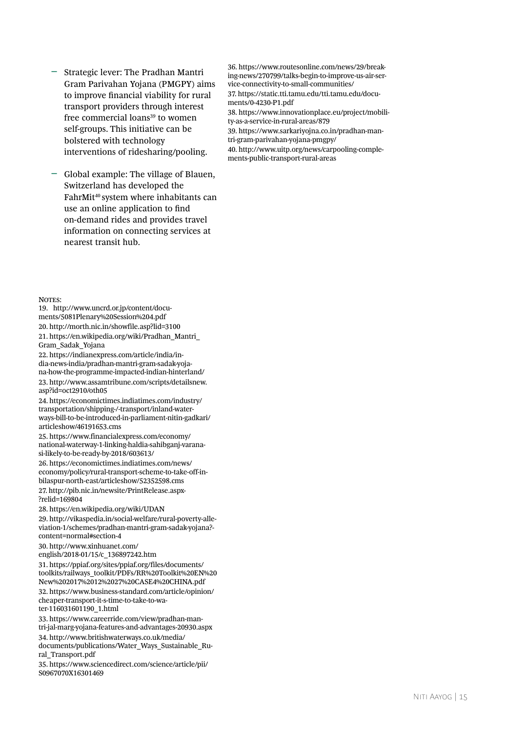- Strategic lever: The Pradhan Mantri Gram Parivahan Yojana (PMGPY) aims to improve financial viability for rural transport providers through interest free commercial loans[39] to women self-groups. This initiative can be bolstered with technology interventions of ridesharing/pooling.

- Global example: The village of Blauen, Switzerland has developed the FahrMit[40] system where inhabitants can use an online application to find on-demand rides and provides travel information on connecting services at nearest transit hub.

Notes:

19. http://www.uncrd.or.jp/content/documents/5081Plenary%20Session%204.pdf
20. http://morth.nic.in/showfile.asp?lid=3100
21. https://en.wikipedia.org/wiki/Pradhan_Mantri_Gram_Sadak_Yojana
22. https://indianexpress.com/article/india/india-news-india/pradhan-mantri-gram-sadak-yojana-how-the-programme-impacted-indian-hinterland/
23. http://www.assamtribune.com/scripts/detailsnew.asp?id=oct2910/oth05
24. https://economictimes.indiatimes.com/industry/transportation/shipping-/-transport/inland-waterways-bill-to-be-introduced-in-parliament-nitin-gadkari/articleshow/46191653.cms
25. https://www.financialexpress.com/economy/national-waterway-1-linking-haldia-sahibganj-varanasi-likely-to-be-ready-by-2018/603613/
26. https://economictimes.indiatimes.com/news/economy/policy/rural-transport-scheme-to-take-off-in-bilaspur-north-east/articleshow/52352598.cms
27. http://pib.nic.in/newsite/PrintRelease.aspx?relid=169804
28. https://en.wikipedia.org/wiki/UDAN
29. http://vikaspedia.in/social-welfare/rural-poverty-alleviation-1/schemes/pradhan-mantri-gram-sadak-yojana?content=normal#section-4
30. http://www.xinhuanet.com/english/2018-01/15/c_136897242.htm
31. https://ppiaf.org/sites/ppiaf.org/files/documents/toolkits/railways_toolkit/PDFs/RR%20Toolkit%20EN%20New%202017%2012%2027%20CASE4%20CHINA.pdf
32. https://www.business-standard.com/article/opinion/cheaper-transport-it-s-time-to-take-to-water-116031601190_1.html
33. https://www.careerride.com/view/pradhan-mantri-jal-marg-yojana-features-and-advantages-20930.aspx
34. http://www.britishwaterways.co.uk/media/documents/publications/Water_Ways_Sustainable_Rural_Transport.pdf
35. https://www.sciencedirect.com/science/article/pii/S0967070X16301469
36. https://www.routesonline.com/news/29/breaking-news/270799/talks-begin-to-improve-us-air-service-connectivity-to-small-communities/
37. https://static.tti.tamu.edu/tti.tamu.edu/documents/0-4230-P1.pdf
38. https://www.innovationplace.eu/project/mobility-as-a-service-in-rural-areas/879
39. https://www.sarkariyojna.co.in/pradhan-mantri-gram-parivahan-yojana-pmgpy/
40. http://www.uitp.org/news/carpooling-complements-public-transport-rural-areas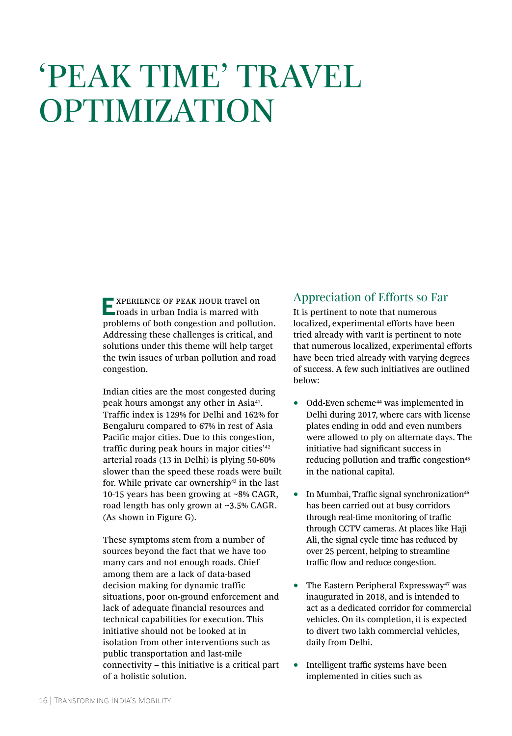# 'PEAK TIME' TRAVEL OPTIMIZATION

EXPERIENCE OF PEAK HOUR travel on roads in urban India is marred with problems of both congestion and pollution. Addressing these challenges is critical, and solutions under this theme will help target the twin issues of urban pollution and road congestion.

Indian cities are the most congested during peak hours amongst any other in Asia[41]. Traffic index is 129% for Delhi and 162% for Bengaluru compared to 67% in rest of Asia Pacific major cities. Due to this congestion, traffic during peak hours in major cities'[42] arterial roads (13 in Delhi) is plying 50-60% slower than the speed these roads were built for. While private car ownership[43] in the last 10-15 years has been growing at ~8% CAGR, road length has only grown at ~3.5% CAGR. (As shown in Figure G).

These symptoms stem from a number of sources beyond the fact that we have too many cars and not enough roads. Chief among them are a lack of data-based decision making for dynamic traffic situations, poor on-ground enforcement and lack of adequate financial resources and technical capabilities for execution. This initiative should not be looked at in isolation from other interventions such as public transportation and last-mile connectivity – this initiative is a critical part of a holistic solution.

## Appreciation of Efforts so Far

It is pertinent to note that numerous localized, experimental efforts have been tried already with varIt is pertinent to note that numerous localized, experimental efforts have been tried already with varying degrees of success. A few such initiatives are outlined below:

- Odd-Even scheme[44] was implemented in Delhi during 2017, where cars with license plates ending in odd and even numbers were allowed to ply on alternate days. The initiative had significant success in reducing pollution and traffic congestion[45] in the national capital.
- In Mumbai, Traffic signal synchronization[46] has been carried out at busy corridors through real-time monitoring of traffic through CCTV cameras. At places like Haji Ali, the signal cycle time has reduced by over 25 percent, helping to streamline traffic flow and reduce congestion.
- The Eastern Peripheral Expressway[47] was inaugurated in 2018, and is intended to act as a dedicated corridor for commercial vehicles. On its completion, it is expected to divert two lakh commercial vehicles, daily from Delhi.
- Intelligent traffic systems have been implemented in cities such as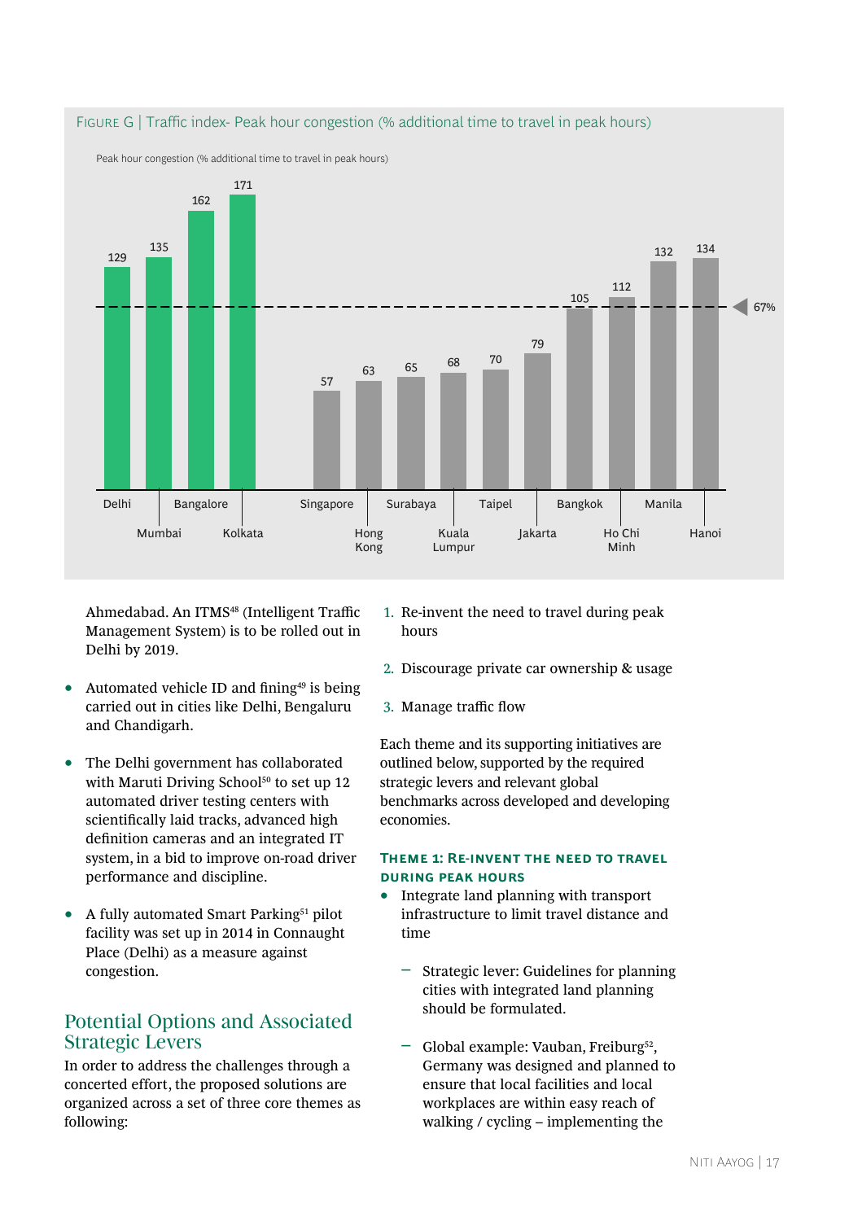FIGURE G | Traffic index- Peak hour congestion (% additional time to travel in peak hours)

Peak hour congestion (% additional time to travel in peak hours)

| City | Peak hour congestion (%) |
| --- | --- |
| Delhi | 129 |
| Mumbai | 135 |
| Bangalore | 162 |
| Kolkata | 171 |
| Singapore | 57 |
| Hong Kong | 63 |
| Surabaya | 65 |
| Kuala Lumpur | 68 |
| Taipei | 70 |
| Jakarta | 79 |
| Bangkok | 105 |
| Ho Chi Minh | 112 |
| Manila | 132 |
| Hanoi | 134 |

67%

Ahmedabad. An ITMS[48] (Intelligent Traffic Management System) is to be rolled out in Delhi by 2019.

- Automated vehicle ID and fining[49] is being carried out in cities like Delhi, Bengaluru and Chandigarh.
- The Delhi government has collaborated with Maruti Driving School[50] to set up 12 automated driver testing centers with scientifically laid tracks, advanced high definition cameras and an integrated IT system, in a bid to improve on-road driver performance and discipline.
- A fully automated Smart Parking[51] pilot facility was set up in 2014 in Connaught Place (Delhi) as a measure against congestion.

## Potential Options and Associated Strategic Levers

In order to address the challenges through a concerted effort, the proposed solutions are organized across a set of three core themes as following:

1. Re-invent the need to travel during peak hours
2. Discourage private car ownership & usage
3. Manage traffic flow

Each theme and its supporting initiatives are outlined below, supported by the required strategic levers and relevant global benchmarks across developed and developing economies.

### Theme 1: Re-invent the need to travel during peak hours

- Integrate land planning with transport infrastructure to limit travel distance and time
  - Strategic lever: Guidelines for planning cities with integrated land planning should be formulated.
  - Global example: Vauban, Freiburg[52], Germany was designed and planned to ensure that local facilities and local workplaces are within easy reach of walking / cycling – implementing the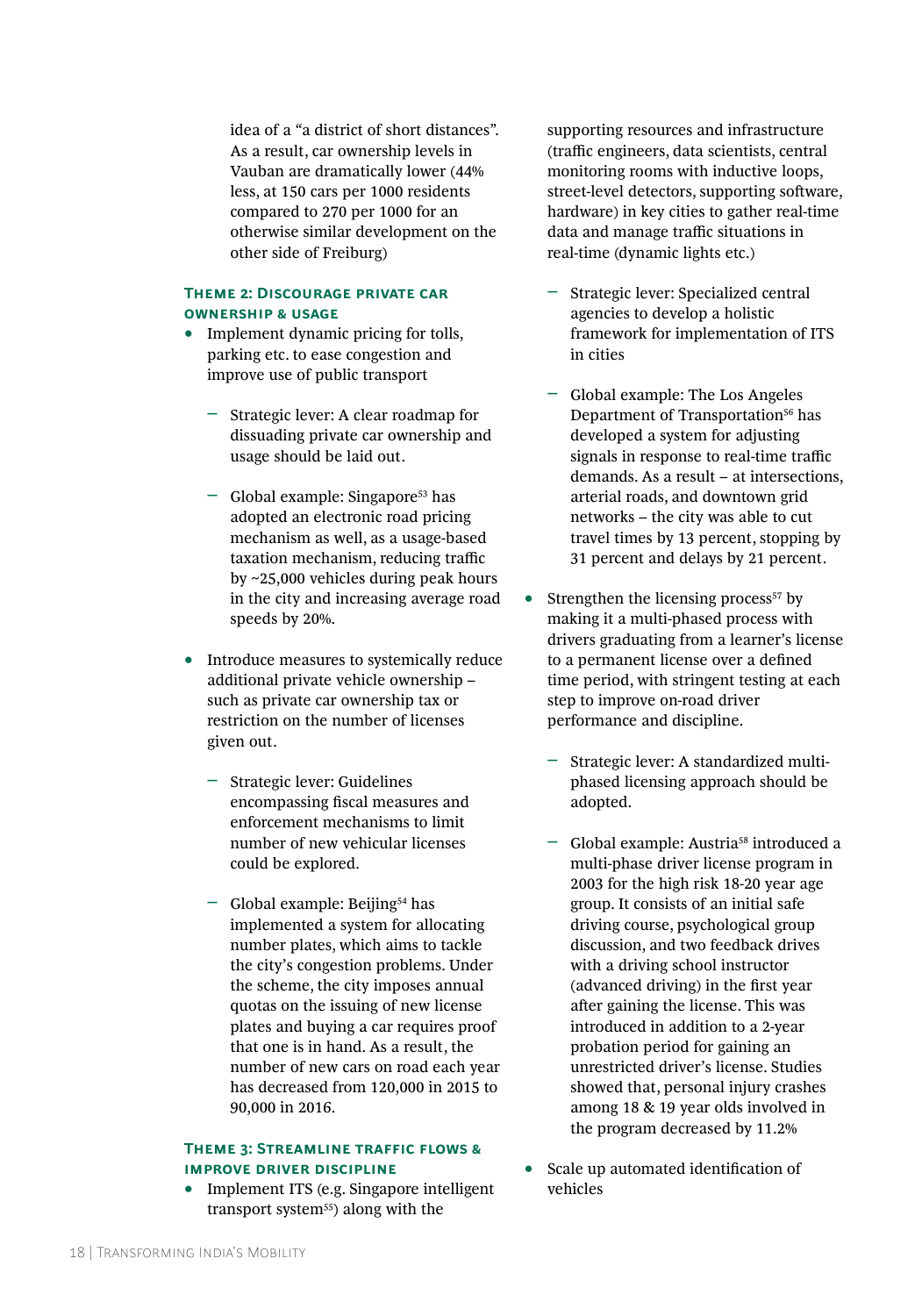idea of a "a district of short distances". As a result, car ownership levels in Vauban are dramatically lower (44% less, at 150 cars per 1000 residents compared to 270 per 1000 for an otherwise similar development on the other side of Freiburg)

### Theme 2: Discourage private car ownership & usage

- Implement dynamic pricing for tolls, parking etc. to ease congestion and improve use of public transport
  - Strategic lever: A clear roadmap for dissuading private car ownership and usage should be laid out.
  - Global example: Singapore[53] has adopted an electronic road pricing mechanism as well, as a usage-based taxation mechanism, reducing traffic by ~25,000 vehicles during peak hours in the city and increasing average road speeds by 20%.
- Introduce measures to systemically reduce additional private vehicle ownership – such as private car ownership tax or restriction on the number of licenses given out.
  - Strategic lever: Guidelines encompassing fiscal measures and enforcement mechanisms to limit number of new vehicular licenses could be explored.
  - Global example: Beijing[54] has implemented a system for allocating number plates, which aims to tackle the city's congestion problems. Under the scheme, the city imposes annual quotas on the issuing of new license plates and buying a car requires proof that one is in hand. As a result, the number of new cars on road each year has decreased from 120,000 in 2015 to 90,000 in 2016.

### Theme 3: Streamline traffic flows & improve driver discipline

- Implement ITS (e.g. Singapore intelligent transport system[55]) along with the supporting resources and infrastructure (traffic engineers, data scientists, central monitoring rooms with inductive loops, street-level detectors, supporting software, hardware) in key cities to gather real-time data and manage traffic situations in real-time (dynamic lights etc.)
  - Strategic lever: Specialized central agencies to develop a holistic framework for implementation of ITS in cities
  - Global example: The Los Angeles Department of Transportation[56] has developed a system for adjusting signals in response to real-time traffic demands. As a result – at intersections, arterial roads, and downtown grid networks – the city was able to cut travel times by 13 percent, stopping by 31 percent and delays by 21 percent.
- Strengthen the licensing process[57] by making it a multi-phased process with drivers graduating from a learner's license to a permanent license over a defined time period, with stringent testing at each step to improve on-road driver performance and discipline.
  - Strategic lever: A standardized multi-phased licensing approach should be adopted.
  - Global example: Austria[58] introduced a multi-phase driver license program in 2003 for the high risk 18-20 year age group. It consists of an initial safe driving course, psychological group discussion, and two feedback drives with a driving school instructor (advanced driving) in the first year after gaining the license. This was introduced in addition to a 2-year probation period for gaining an unrestricted driver's license. Studies showed that, personal injury crashes among 18 & 19 year olds involved in the program decreased by 11.2%
- Scale up automated identification of vehicles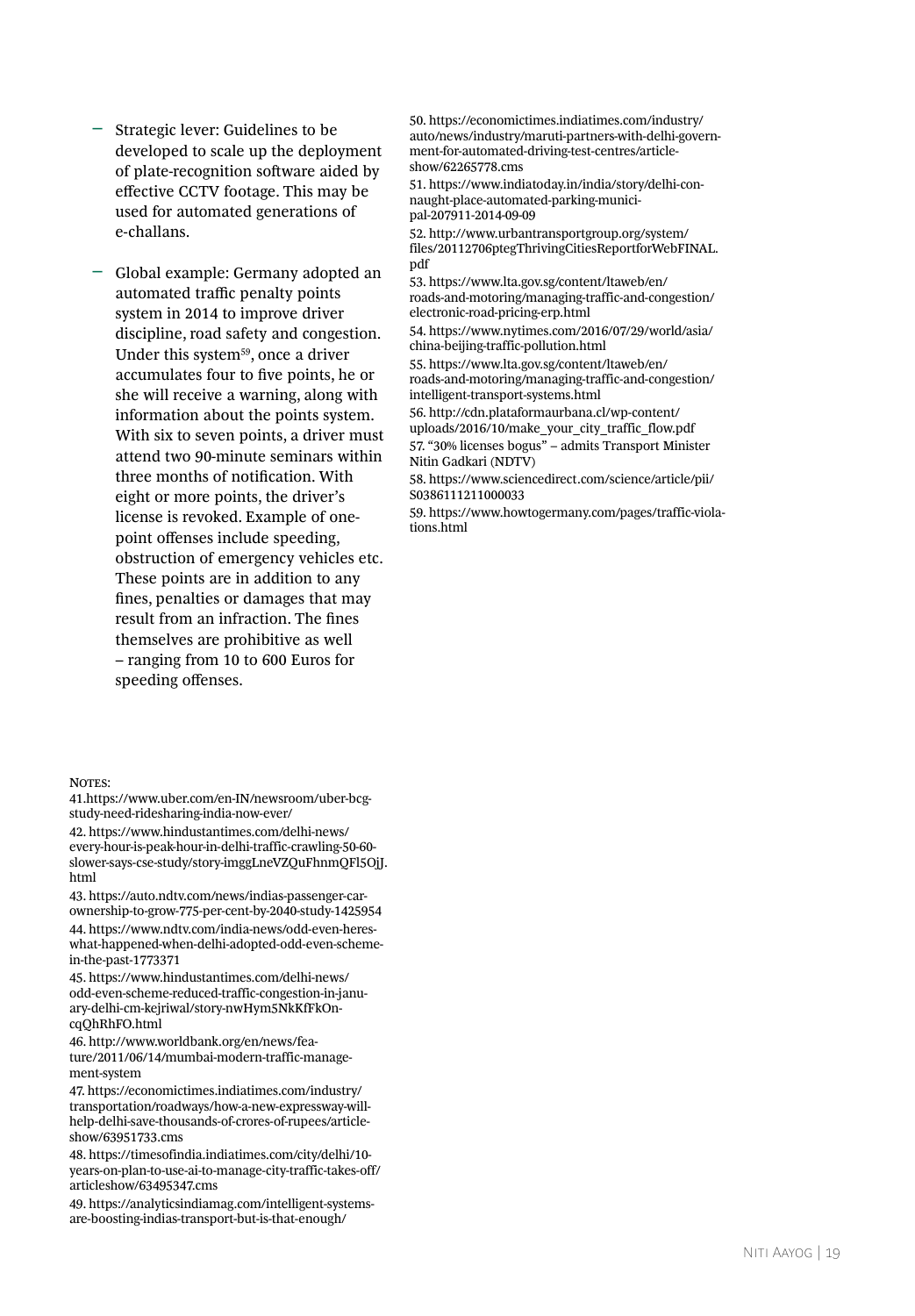- Strategic lever: Guidelines to be developed to scale up the deployment of plate-recognition software aided by effective CCTV footage. This may be used for automated generations of e-challans.

- Global example: Germany adopted an automated traffic penalty points system in 2014 to improve driver discipline, road safety and congestion. Under this system[59], once a driver accumulates four to five points, he or she will receive a warning, along with information about the points system. With six to seven points, a driver must attend two 90-minute seminars within three months of notification. With eight or more points, the driver's license is revoked. Example of one-point offenses include speeding, obstruction of emergency vehicles etc. These points are in addition to any fines, penalties or damages that may result from an infraction. The fines themselves are prohibitive as well – ranging from 10 to 600 Euros for speeding offenses.

Notes:

41.https://www.uber.com/en-IN/newsroom/uber-bcg-study-need-ridesharing-india-now-ever/

42. https://www.hindustantimes.com/delhi-news/every-hour-is-peak-hour-in-delhi-traffic-crawling-50-60-slower-says-cse-study/story-imggLneVZQuFhnmQFl5OjJ.html

43. https://auto.ndtv.com/news/indias-passenger-car-ownership-to-grow-775-per-cent-by-2040-study-1425954

44. https://www.ndtv.com/india-news/odd-even-heres-what-happened-when-delhi-adopted-odd-even-scheme-in-the-past-1773371

45. https://www.hindustantimes.com/delhi-news/odd-even-scheme-reduced-traffic-congestion-in-january-delhi-cm-kejriwal/story-nwHym5NkKfFkOncqQhRhFO.html

46. http://www.worldbank.org/en/news/feature/2011/06/14/mumbai-modern-traffic-management-system

47. https://economictimes.indiatimes.com/industry/transportation/roadways/how-a-new-expressway-will-help-delhi-save-thousands-of-crores-of-rupees/articleshow/63951733.cms

48. https://timesofindia.indiatimes.com/city/delhi/10-years-on-plan-to-use-ai-to-manage-city-traffic-takes-off/articleshow/63495347.cms

49. https://analyticsindiamag.com/intelligent-systems-are-boosting-indias-transport-but-is-that-enough/

50. https://economictimes.indiatimes.com/industry/auto/news/industry/maruti-partners-with-delhi-government-for-automated-driving-test-centres/articleshow/62265778.cms

51. https://www.indiatoday.in/india/story/delhi-connaught-place-automated-parking-municipal-207911-2014-09-09

52. http://www.urbantransportgroup.org/system/files/20112706ptegThrivingCitiesReportforWebFINAL.pdf

53. https://www.lta.gov.sg/content/ltaweb/en/roads-and-motoring/managing-traffic-and-congestion/electronic-road-pricing-erp.html

54. https://www.nytimes.com/2016/07/29/world/asia/china-beijing-traffic-pollution.html

55. https://www.lta.gov.sg/content/ltaweb/en/roads-and-motoring/managing-traffic-and-congestion/intelligent-transport-systems.html

56. http://cdn.plataformaurbana.cl/wp-content/uploads/2016/10/make_your_city_traffic_flow.pdf

57. "30% licenses bogus" – admits Transport Minister Nitin Gadkari (NDTV)

58. https://www.sciencedirect.com/science/article/pii/S0386111211000033

59. https://www.howtogermany.com/pages/traffic-violations.html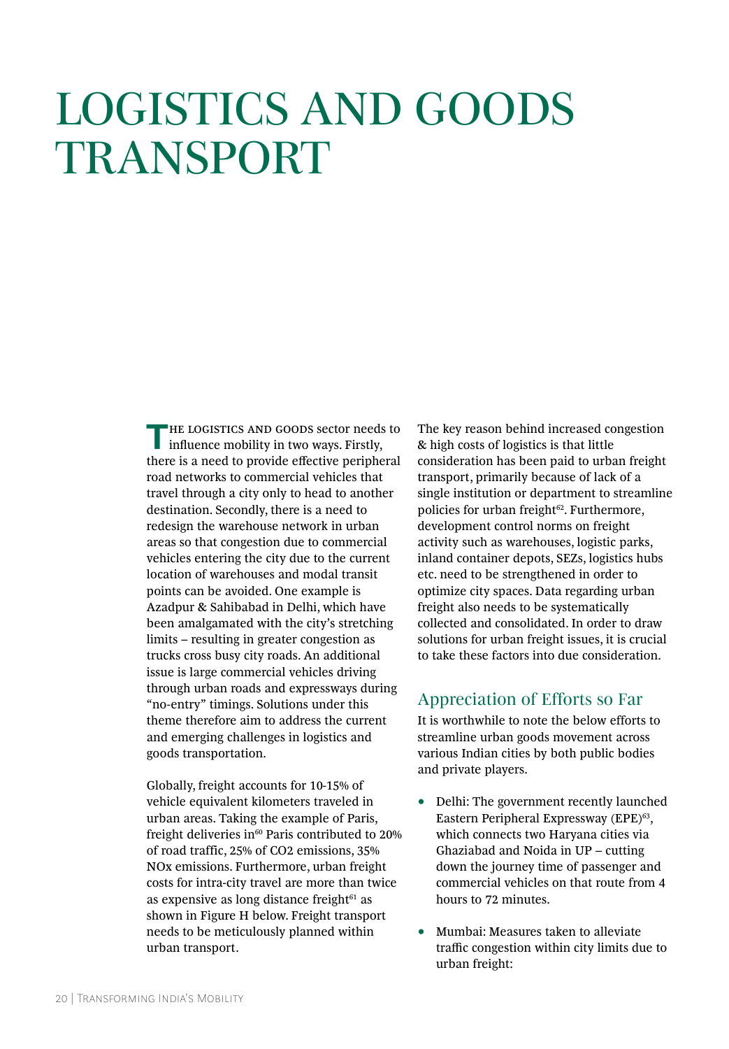# LOGISTICS AND GOODS TRANSPORT

The logistics and goods sector needs to influence mobility in two ways. Firstly, there is a need to provide effective peripheral road networks to commercial vehicles that travel through a city only to head to another destination. Secondly, there is a need to redesign the warehouse network in urban areas so that congestion due to commercial vehicles entering the city due to the current location of warehouses and modal transit points can be avoided. One example is Azadpur & Sahibabad in Delhi, which have been amalgamated with the city's stretching limits – resulting in greater congestion as trucks cross busy city roads. An additional issue is large commercial vehicles driving through urban roads and expressways during "no-entry" timings. Solutions under this theme therefore aim to address the current and emerging challenges in logistics and goods transportation.

Globally, freight accounts for 10-15% of vehicle equivalent kilometers traveled in urban areas. Taking the example of Paris, freight deliveries in[60] Paris contributed to 20% of road traffic, 25% of CO2 emissions, 35% NOx emissions. Furthermore, urban freight costs for intra-city travel are more than twice as expensive as long distance freight[61] as shown in Figure H below. Freight transport needs to be meticulously planned within urban transport.

The key reason behind increased congestion & high costs of logistics is that little consideration has been paid to urban freight transport, primarily because of lack of a single institution or department to streamline policies for urban freight[62]. Furthermore, development control norms on freight activity such as warehouses, logistic parks, inland container depots, SEZs, logistics hubs etc. need to be strengthened in order to optimize city spaces. Data regarding urban freight also needs to be systematically collected and consolidated. In order to draw solutions for urban freight issues, it is crucial to take these factors into due consideration.

## Appreciation of Efforts so Far

It is worthwhile to note the below efforts to streamline urban goods movement across various Indian cities by both public bodies and private players.

- Delhi: The government recently launched Eastern Peripheral Expressway (EPE)[63], which connects two Haryana cities via Ghaziabad and Noida in UP – cutting down the journey time of passenger and commercial vehicles on that route from 4 hours to 72 minutes.
- Mumbai: Measures taken to alleviate traffic congestion within city limits due to urban freight: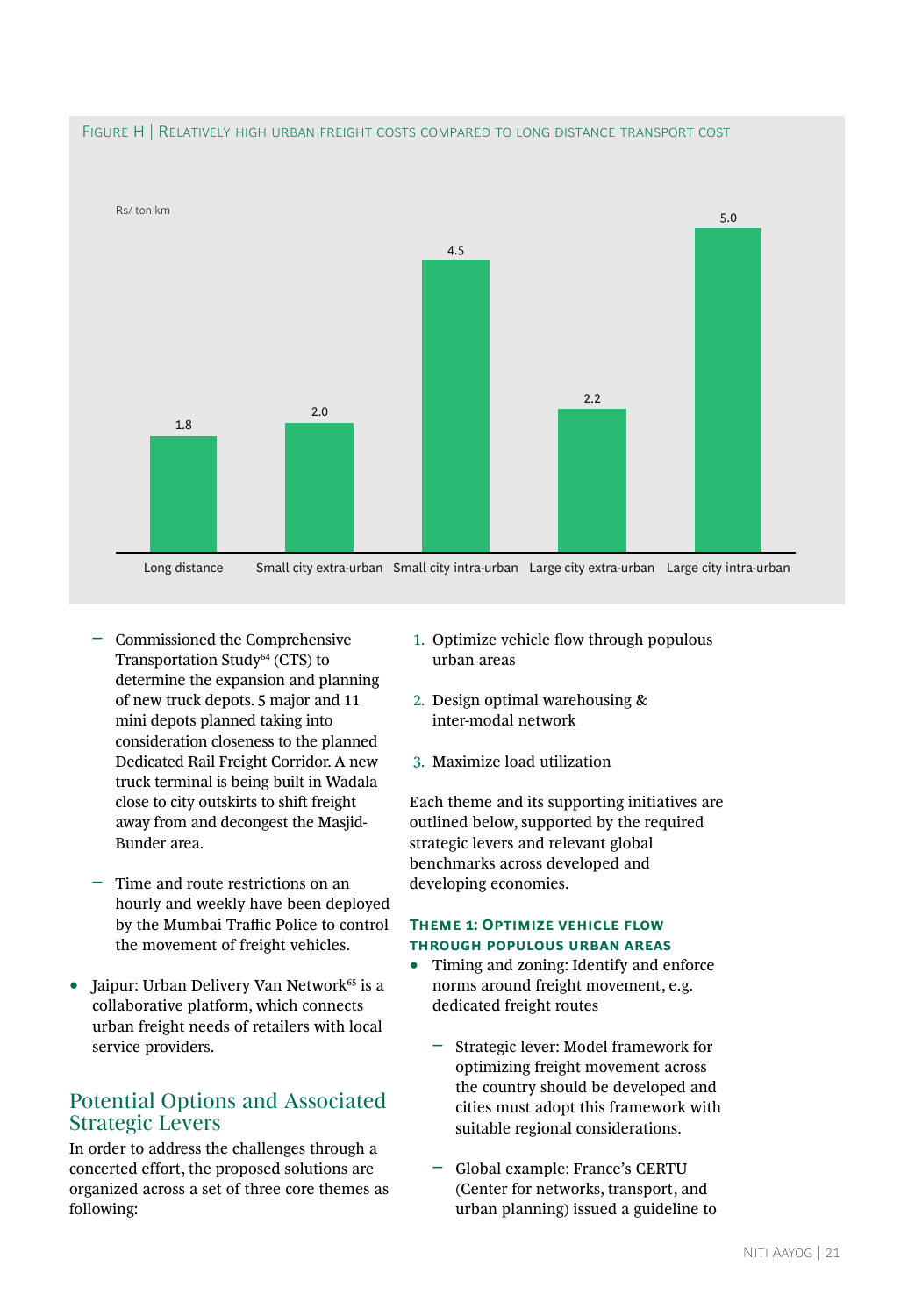FIGURE H | RELATIVELY HIGH URBAN FREIGHT COSTS COMPARED TO LONG DISTANCE TRANSPORT COST

Rs/ ton-km

| Category | Rs/ ton-km |
|---|---|
| Long distance | 1.8 |
| Small city extra-urban | 2.0 |
| Small city intra-urban | 4.5 |
| Large city extra-urban | 2.2 |
| Large city intra-urban | 5.0 |

  - Commissioned the Comprehensive Transportation Study[64] (CTS) to determine the expansion and planning of new truck depots. 5 major and 11 mini depots planned taking into consideration closeness to the planned Dedicated Rail Freight Corridor. A new truck terminal is being built in Wadala close to city outskirts to shift freight away from and decongest the Masjid-Bunder area.

  - Time and route restrictions on an hourly and weekly have been deployed by the Mumbai Traffic Police to control the movement of freight vehicles.

- Jaipur: Urban Delivery Van Network[65] is a collaborative platform, which connects urban freight needs of retailers with local service providers.

## Potential Options and Associated Strategic Levers

In order to address the challenges through a concerted effort, the proposed solutions are organized across a set of three core themes as following:

1. Optimize vehicle flow through populous urban areas
2. Design optimal warehousing & inter-modal network
3. Maximize load utilization

Each theme and its supporting initiatives are outlined below, supported by the required strategic levers and relevant global benchmarks across developed and developing economies.

### THEME 1: OPTIMIZE VEHICLE FLOW THROUGH POPULOUS URBAN AREAS

- Timing and zoning: Identify and enforce norms around freight movement, e.g. dedicated freight routes

  - Strategic lever: Model framework for optimizing freight movement across the country should be developed and cities must adopt this framework with suitable regional considerations.

  - Global example: France's CERTU (Center for networks, transport, and urban planning) issued a guideline to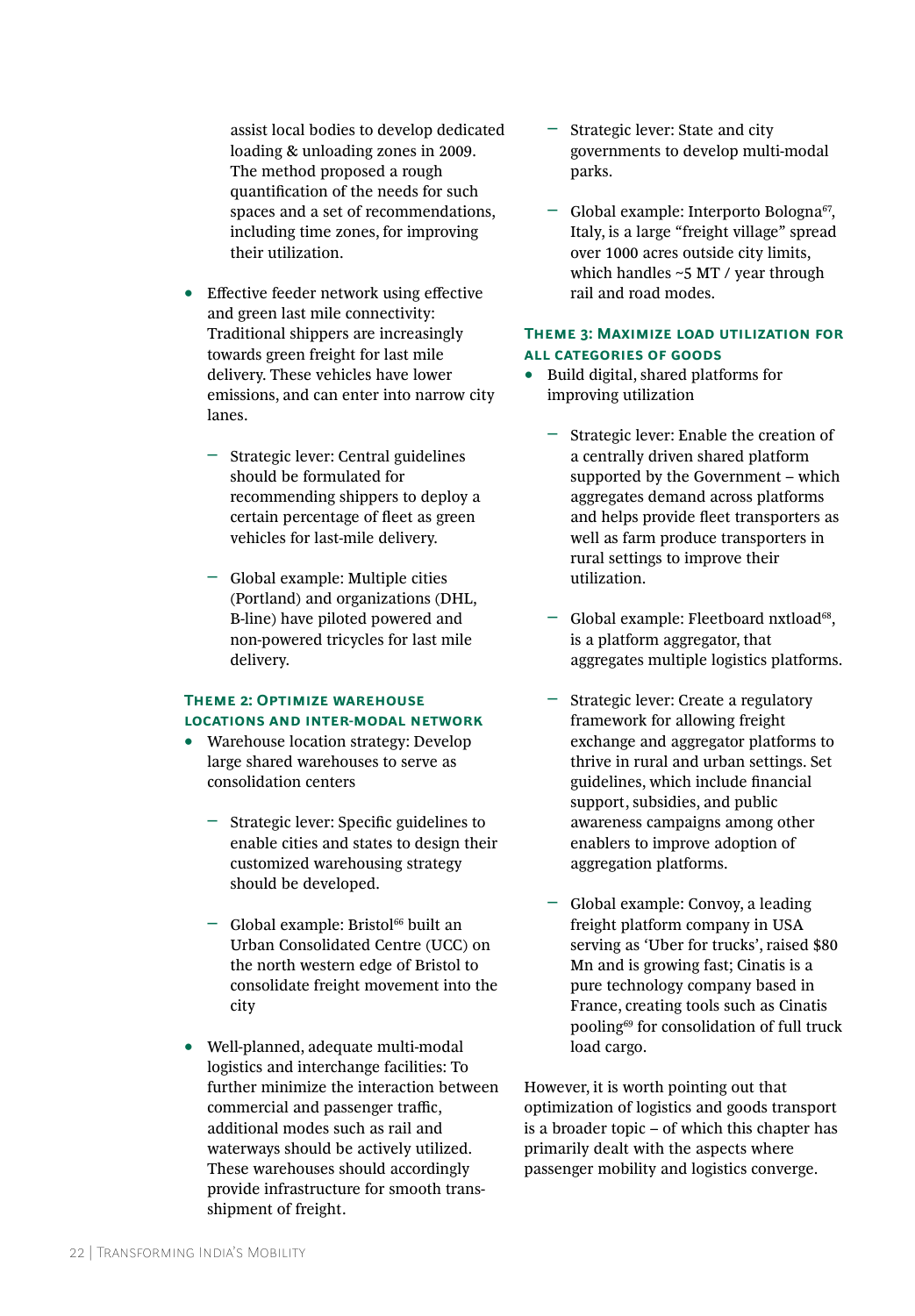assist local bodies to develop dedicated loading & unloading zones in 2009. The method proposed a rough quantification of the needs for such spaces and a set of recommendations, including time zones, for improving their utilization.

- Effective feeder network using effective and green last mile connectivity: Traditional shippers are increasingly towards green freight for last mile delivery. These vehicles have lower emissions, and can enter into narrow city lanes.

  - Strategic lever: Central guidelines should be formulated for recommending shippers to deploy a certain percentage of fleet as green vehicles for last-mile delivery.

  - Global example: Multiple cities (Portland) and organizations (DHL, B-line) have piloted powered and non-powered tricycles for last mile delivery.

### Theme 2: Optimize warehouse locations and inter-modal network

- Warehouse location strategy: Develop large shared warehouses to serve as consolidation centers

  - Strategic lever: Specific guidelines to enable cities and states to design their customized warehousing strategy should be developed.

  - Global example: Bristol[66] built an Urban Consolidated Centre (UCC) on the north western edge of Bristol to consolidate freight movement into the city

- Well-planned, adequate multi-modal logistics and interchange facilities: To further minimize the interaction between commercial and passenger traffic, additional modes such as rail and waterways should be actively utilized. These warehouses should accordingly provide infrastructure for smooth trans-shipment of freight.

  - Strategic lever: State and city governments to develop multi-modal parks.

  - Global example: Interporto Bologna[67], Italy, is a large "freight village" spread over 1000 acres outside city limits, which handles ~5 MT / year through rail and road modes.

### Theme 3: Maximize load utilization for all categories of goods

- Build digital, shared platforms for improving utilization

  - Strategic lever: Enable the creation of a centrally driven shared platform supported by the Government – which aggregates demand across platforms and helps provide fleet transporters as well as farm produce transporters in rural settings to improve their utilization.

  - Global example: Fleetboard nxtload[68], is a platform aggregator, that aggregates multiple logistics platforms.

  - Strategic lever: Create a regulatory framework for allowing freight exchange and aggregator platforms to thrive in rural and urban settings. Set guidelines, which include financial support, subsidies, and public awareness campaigns among other enablers to improve adoption of aggregation platforms.

  - Global example: Convoy, a leading freight platform company in USA serving as 'Uber for trucks', raised $80 Mn and is growing fast; Cinatis is a pure technology company based in France, creating tools such as Cinatis pooling[69] for consolidation of full truck load cargo.

However, it is worth pointing out that optimization of logistics and goods transport is a broader topic – of which this chapter has primarily dealt with the aspects where passenger mobility and logistics converge.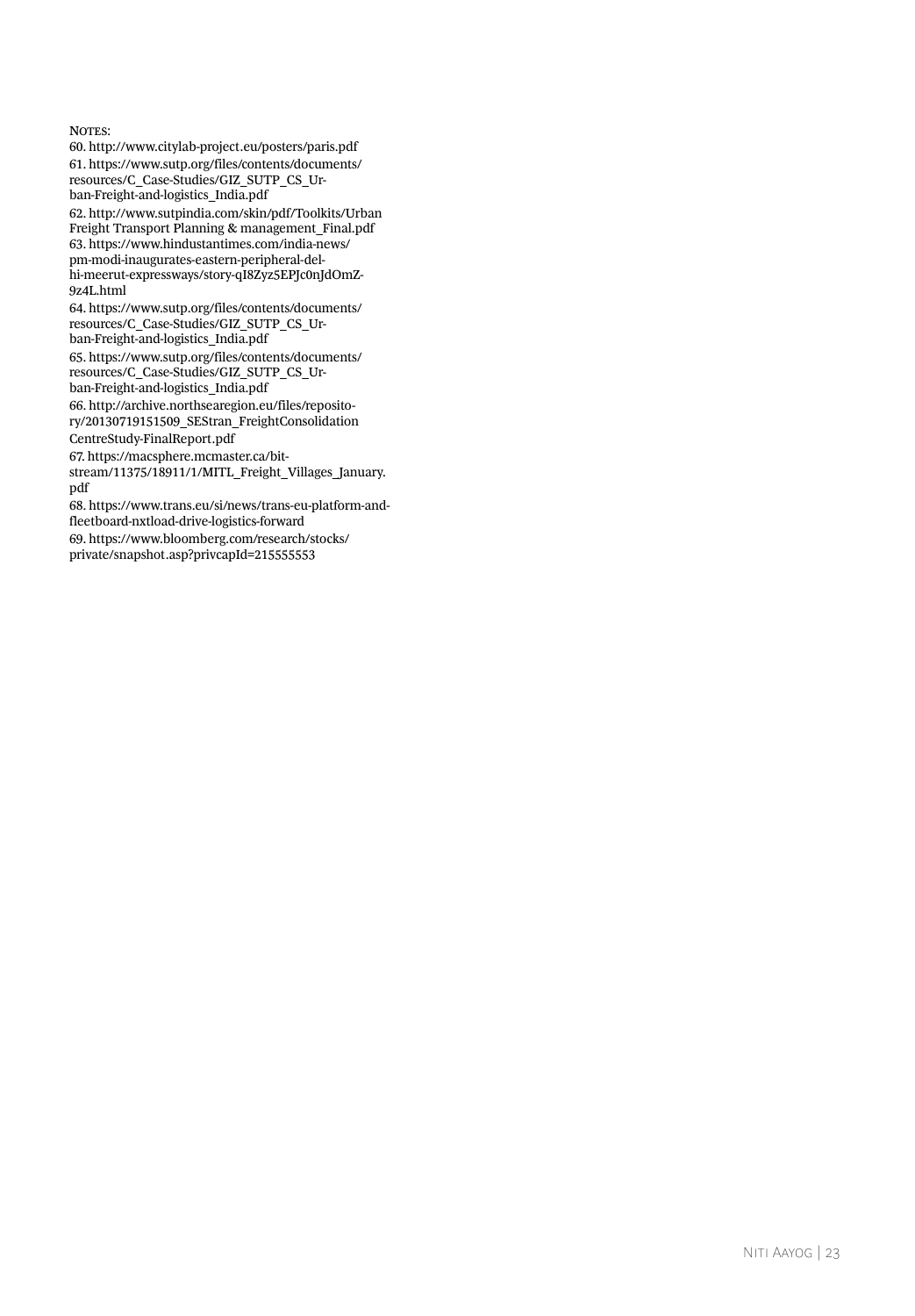Notes:

60. http://www.citylab-project.eu/posters/paris.pdf

61. https://www.sutp.org/files/contents/documents/resources/C_Case-Studies/GIZ_SUTP_CS_Urban-Freight-and-logistics_India.pdf

62. http://www.sutpindia.com/skin/pdf/Toolkits/Urban Freight Transport Planning & management_Final.pdf

63. https://www.hindustantimes.com/india-news/pm-modi-inaugurates-eastern-peripheral-delhi-meerut-expressways/story-qI8Zyz5EPJc0nJdOmZ9z4L.html

64. https://www.sutp.org/files/contents/documents/resources/C_Case-Studies/GIZ_SUTP_CS_Urban-Freight-and-logistics_India.pdf

65. https://www.sutp.org/files/contents/documents/resources/C_Case-Studies/GIZ_SUTP_CS_Urban-Freight-and-logistics_India.pdf

66. http://archive.northsearegion.eu/files/repository/20130719151509_SEStran_FreightConsolidationCentreStudy-FinalReport.pdf

67. https://macsphere.mcmaster.ca/bitstream/11375/18911/1/MITL_Freight_Villages_January.pdf

68. https://www.trans.eu/si/news/trans-eu-platform-and-fleetboard-nxtload-drive-logistics-forward

69. https://www.bloomberg.com/research/stocks/private/snapshot.asp?privcapId=215555553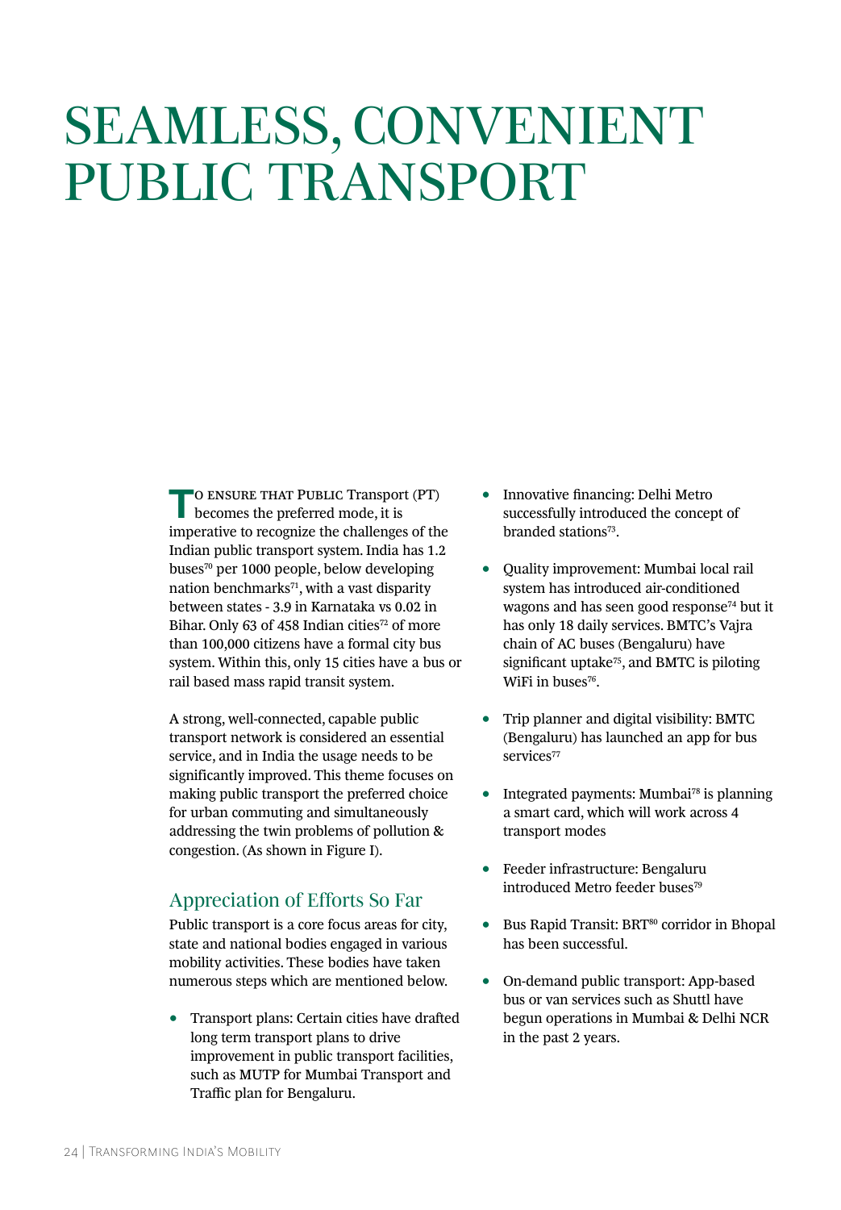# SEAMLESS, CONVENIENT PUBLIC TRANSPORT

To ensure that Public Transport (PT) becomes the preferred mode, it is imperative to recognize the challenges of the Indian public transport system. India has 1.2 buses[70] per 1000 people, below developing nation benchmarks[71], with a vast disparity between states - 3.9 in Karnataka vs 0.02 in Bihar. Only 63 of 458 Indian cities[72] of more than 100,000 citizens have a formal city bus system. Within this, only 15 cities have a bus or rail based mass rapid transit system.

A strong, well-connected, capable public transport network is considered an essential service, and in India the usage needs to be significantly improved. This theme focuses on making public transport the preferred choice for urban commuting and simultaneously addressing the twin problems of pollution & congestion. (As shown in Figure I).

## Appreciation of Efforts So Far

Public transport is a core focus areas for city, state and national bodies engaged in various mobility activities. These bodies have taken numerous steps which are mentioned below.

- Transport plans: Certain cities have drafted long term transport plans to drive improvement in public transport facilities, such as MUTP for Mumbai Transport and Traffic plan for Bengaluru.
- Innovative financing: Delhi Metro successfully introduced the concept of branded stations[73].
- Quality improvement: Mumbai local rail system has introduced air-conditioned wagons and has seen good response[74] but it has only 18 daily services. BMTC's Vajra chain of AC buses (Bengaluru) have significant uptake[75], and BMTC is piloting WiFi in buses[76].
- Trip planner and digital visibility: BMTC (Bengaluru) has launched an app for bus services[77]
- Integrated payments: Mumbai[78] is planning a smart card, which will work across 4 transport modes
- Feeder infrastructure: Bengaluru introduced Metro feeder buses[79]
- Bus Rapid Transit: BRT[80] corridor in Bhopal has been successful.
- On-demand public transport: App-based bus or van services such as Shuttl have begun operations in Mumbai & Delhi NCR in the past 2 years.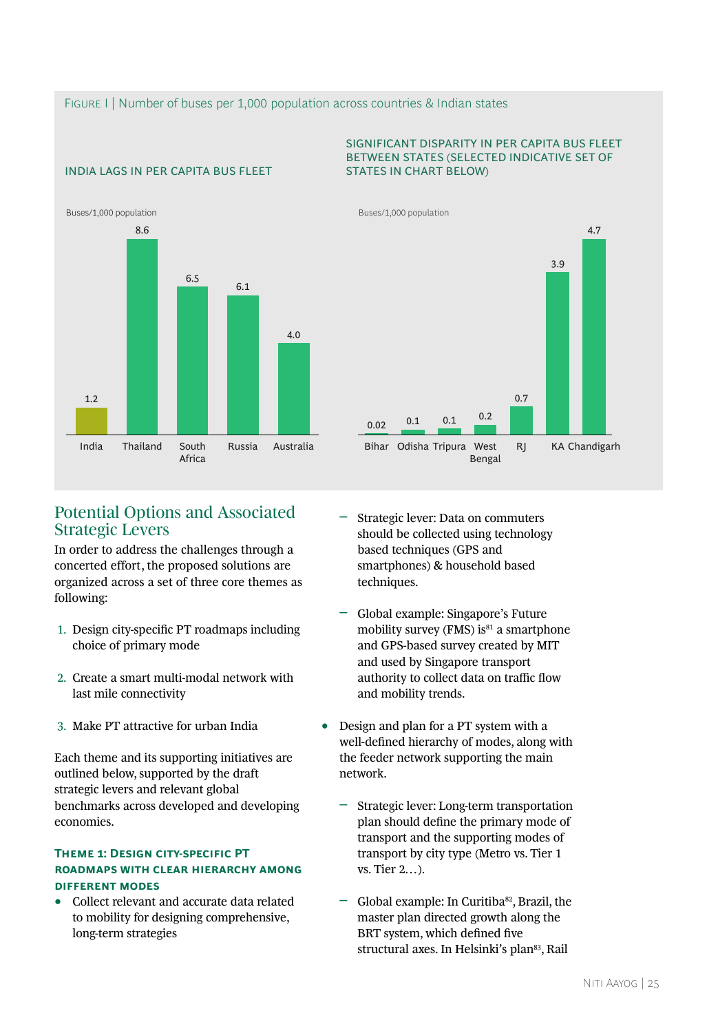Figure I | Number of buses per 1,000 population across countries & Indian states

**INDIA LAGS IN PER CAPITA BUS FLEET**

Buses/1,000 population

| Country | Buses/1,000 population |
|---|---|
| India | 1.2 |
| Thailand | 8.6 |
| South Africa | 6.5 |
| Russia | 6.1 |
| Australia | 4.0 |

**SIGNIFICANT DISPARITY IN PER CAPITA BUS FLEET BETWEEN STATES (SELECTED INDICATIVE SET OF STATES IN CHART BELOW)**

Buses/1,000 population

| State | Buses/1,000 population |
|---|---|
| Bihar | 0.02 |
| Odisha | 0.1 |
| Tripura | 0.1 |
| West Bengal | 0.2 |
| RJ | 0.7 |
| KA | 3.9 |
| Chandigarh | 4.7 |

## Potential Options and Associated Strategic Levers

In order to address the challenges through a concerted effort, the proposed solutions are organized across a set of three core themes as following:

1. Design city-specific PT roadmaps including choice of primary mode
2. Create a smart multi-modal network with last mile connectivity
3. Make PT attractive for urban India

Each theme and its supporting initiatives are outlined below, supported by the draft strategic levers and relevant global benchmarks across developed and developing economies.

### Theme 1: Design city-specific PT roadmaps with clear hierarchy among different modes

- Collect relevant and accurate data related to mobility for designing comprehensive, long-term strategies
  - Strategic lever: Data on commuters should be collected using technology based techniques (GPS and smartphones) & household based techniques.
  - Global example: Singapore's Future mobility survey (FMS) is[81] a smartphone and GPS-based survey created by MIT and used by Singapore transport authority to collect data on traffic flow and mobility trends.
- Design and plan for a PT system with a well-defined hierarchy of modes, along with the feeder network supporting the main network.
  - Strategic lever: Long-term transportation plan should define the primary mode of transport and the supporting modes of transport by city type (Metro vs. Tier 1 vs. Tier 2…).
  - Global example: In Curitiba[82], Brazil, the master plan directed growth along the BRT system, which defined five structural axes. In Helsinki's plan[83], Rail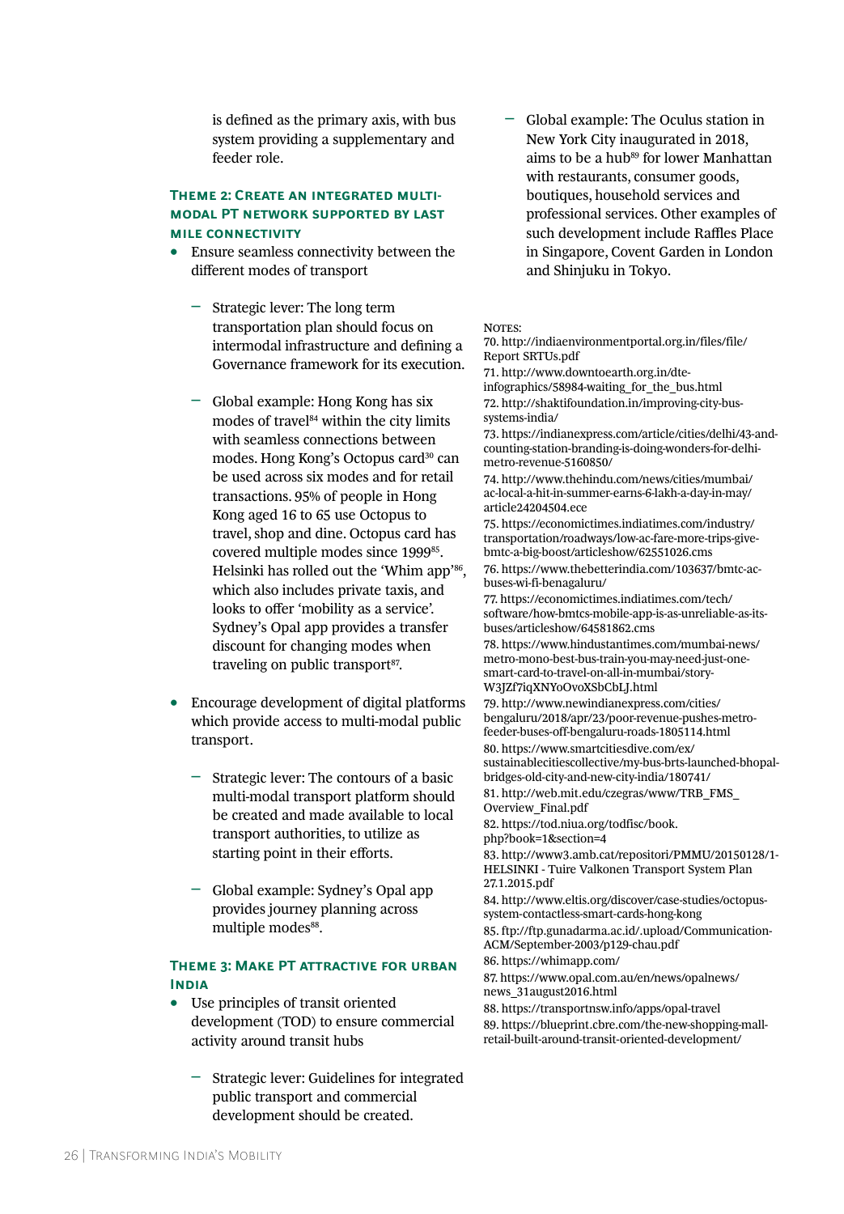is defined as the primary axis, with bus system providing a supplementary and feeder role.

### Theme 2: Create an integrated multi-modal PT network supported by last mile connectivity

- Ensure seamless connectivity between the different modes of transport
  - Strategic lever: The long term transportation plan should focus on intermodal infrastructure and defining a Governance framework for its execution.
  - Global example: Hong Kong has six modes of travel[84] within the city limits with seamless connections between modes. Hong Kong's Octopus card[30] can be used across six modes and for retail transactions. 95% of people in Hong Kong aged 16 to 65 use Octopus to travel, shop and dine. Octopus card has covered multiple modes since 1999[85]. Helsinki has rolled out the 'Whim app'[86], which also includes private taxis, and looks to offer 'mobility as a service'. Sydney's Opal app provides a transfer discount for changing modes when traveling on public transport[87].
- Encourage development of digital platforms which provide access to multi-modal public transport.
  - Strategic lever: The contours of a basic multi-modal transport platform should be created and made available to local transport authorities, to utilize as starting point in their efforts.
  - Global example: Sydney's Opal app provides journey planning across multiple modes[88].

### Theme 3: Make PT attractive for urban India

- Use principles of transit oriented development (TOD) to ensure commercial activity around transit hubs
  - Strategic lever: Guidelines for integrated public transport and commercial development should be created.
  - Global example: The Oculus station in New York City inaugurated in 2018, aims to be a hub[89] for lower Manhattan with restaurants, consumer goods, boutiques, household services and professional services. Other examples of such development include Raffles Place in Singapore, Covent Garden in London and Shinjuku in Tokyo.

Notes:

70. http://indiaenvironmentportal.org.in/files/file/Report SRTUs.pdf
71. http://www.downtoearth.org.in/dte-infographics/58984-waiting_for_the_bus.html
72. http://shaktifoundation.in/improving-city-bus-systems-india/
73. https://indianexpress.com/article/cities/delhi/43-and-counting-station-branding-is-doing-wonders-for-delhi-metro-revenue-5160850/
74. http://www.thehindu.com/news/cities/mumbai/ac-local-a-hit-in-summer-earns-6-lakh-a-day-in-may/article24204504.ece
75. https://economictimes.indiatimes.com/industry/transportation/roadways/low-ac-fare-more-trips-give-bmtc-a-big-boost/articleshow/62551026.cms
76. https://www.thebetterindia.com/103637/bmtc-ac-buses-wi-fi-benagaluru/
77. https://economictimes.indiatimes.com/tech/software/how-bmtcs-mobile-app-is-as-unreliable-as-its-buses/articleshow/64581862.cms
78. https://www.hindustantimes.com/mumbai-news/metro-mono-best-bus-train-you-may-need-just-one-smart-card-to-travel-on-all-in-mumbai/story-W3JZf7iqXNYoOvoXSbCbLJ.html
79. http://www.newindianexpress.com/cities/bengaluru/2018/apr/23/poor-revenue-pushes-metro-feeder-buses-off-bengaluru-roads-1805114.html
80. https://www.smartcitiesdive.com/ex/sustainablecitiescollective/my-bus-brts-launched-bhopal-bridges-old-city-and-new-city-india/180741/
81. http://web.mit.edu/czegras/www/TRB_FMS_Overview_Final.pdf
82. https://tod.niua.org/todfisc/book.php?book=1&section=4
83. http://www3.amb.cat/repositori/PMMU/20150128/1-HELSINKI - Tuire Valkonen Transport System Plan 27.1.2015.pdf
84. http://www.eltis.org/discover/case-studies/octopus-system-contactless-smart-cards-hong-kong
85. ftp://ftp.gunadarma.ac.id/.upload/Communication-ACM/September-2003/p129-chau.pdf
86. https://whimapp.com/
87. https://www.opal.com.au/en/news/opalnews/news_31august2016.html
88. https://transportnsw.info/apps/opal-travel
89. https://blueprint.cbre.com/the-new-shopping-mall-retail-built-around-transit-oriented-development/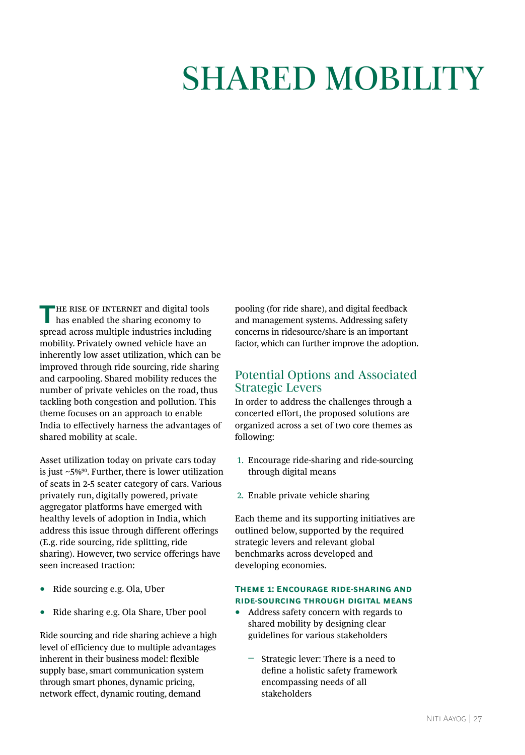# SHARED MOBILITY

The rise of internet and digital tools has enabled the sharing economy to spread across multiple industries including mobility. Privately owned vehicle have an inherently low asset utilization, which can be improved through ride sourcing, ride sharing and carpooling. Shared mobility reduces the number of private vehicles on the road, thus tackling both congestion and pollution. This theme focuses on an approach to enable India to effectively harness the advantages of shared mobility at scale.

Asset utilization today on private cars today is just ~5%[90]. Further, there is lower utilization of seats in 2-5 seater category of cars. Various privately run, digitally powered, private aggregator platforms have emerged with healthy levels of adoption in India, which address this issue through different offerings (E.g. ride sourcing, ride splitting, ride sharing). However, two service offerings have seen increased traction:

- Ride sourcing e.g. Ola, Uber
- Ride sharing e.g. Ola Share, Uber pool

Ride sourcing and ride sharing achieve a high level of efficiency due to multiple advantages inherent in their business model: flexible supply base, smart communication system through smart phones, dynamic pricing, network effect, dynamic routing, demand pooling (for ride share), and digital feedback and management systems. Addressing safety concerns in ridesource/share is an important factor, which can further improve the adoption.

## Potential Options and Associated Strategic Levers

In order to address the challenges through a concerted effort, the proposed solutions are organized across a set of two core themes as following:

1. Encourage ride-sharing and ride-sourcing through digital means
2. Enable private vehicle sharing

Each theme and its supporting initiatives are outlined below, supported by the required strategic levers and relevant global benchmarks across developed and developing economies.

### Theme 1: Encourage ride-sharing and ride-sourcing through digital means

- Address safety concern with regards to shared mobility by designing clear guidelines for various stakeholders
  - Strategic lever: There is a need to define a holistic safety framework encompassing needs of all stakeholders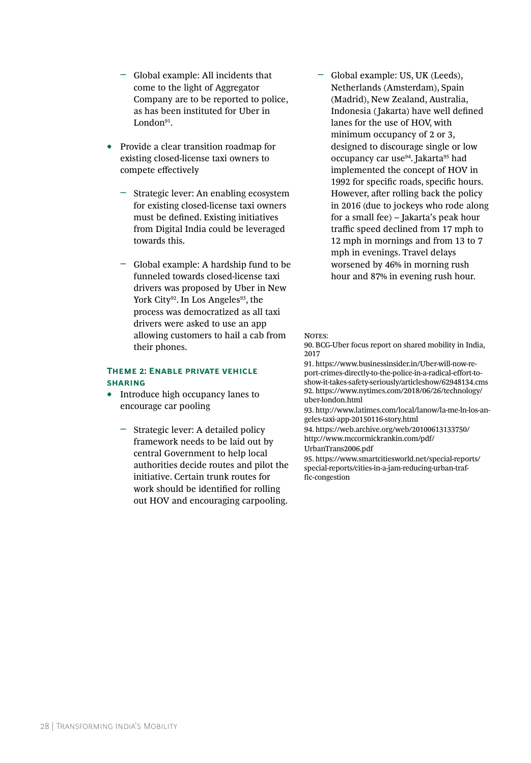- Global example: All incidents that come to the light of Aggregator Company are to be reported to police, as has been instituted for Uber in London[91].

- Provide a clear transition roadmap for existing closed-license taxi owners to compete effectively
  - Strategic lever: An enabling ecosystem for existing closed-license taxi owners must be defined. Existing initiatives from Digital India could be leveraged towards this.
  - Global example: A hardship fund to be funneled towards closed-license taxi drivers was proposed by Uber in New York City[92]. In Los Angeles[93], the process was democratized as all taxi drivers were asked to use an app allowing customers to hail a cab from their phones.

### Theme 2: Enable private vehicle sharing

- Introduce high occupancy lanes to encourage car pooling
  - Strategic lever: A detailed policy framework needs to be laid out by central Government to help local authorities decide routes and pilot the initiative. Certain trunk routes for work should be identified for rolling out HOV and encouraging carpooling.
  - Global example: US, UK (Leeds), Netherlands (Amsterdam), Spain (Madrid), New Zealand, Australia, Indonesia (Jakarta) have well defined lanes for the use of HOV, with minimum occupancy of 2 or 3, designed to discourage single or low occupancy car use[94]. Jakarta[95] had implemented the concept of HOV in 1992 for specific roads, specific hours. However, after rolling back the policy in 2016 (due to jockeys who rode along for a small fee) – Jakarta's peak hour traffic speed declined from 17 mph to 12 mph in mornings and from 13 to 7 mph in evenings. Travel delays worsened by 46% in morning rush hour and 87% in evening rush hour.

NOTES:

90. BCG-Uber focus report on shared mobility in India, 2017
91. https://www.businessinsider.in/Uber-will-now-report-crimes-directly-to-the-police-in-a-radical-effort-to-show-it-takes-safety-seriously/articleshow/62948134.cms
92. https://www.nytimes.com/2018/06/26/technology/uber-london.html
93. http://www.latimes.com/local/lanow/la-me-ln-los-angeles-taxi-app-20150116-story.html
94. https://web.archive.org/web/20100613133750/http://www.mccormickrankin.com/pdf/UrbanTrans2006.pdf
95. https://www.smartcitiesworld.net/special-reports/special-reports/cities-in-a-jam-reducing-urban-traffic-congestion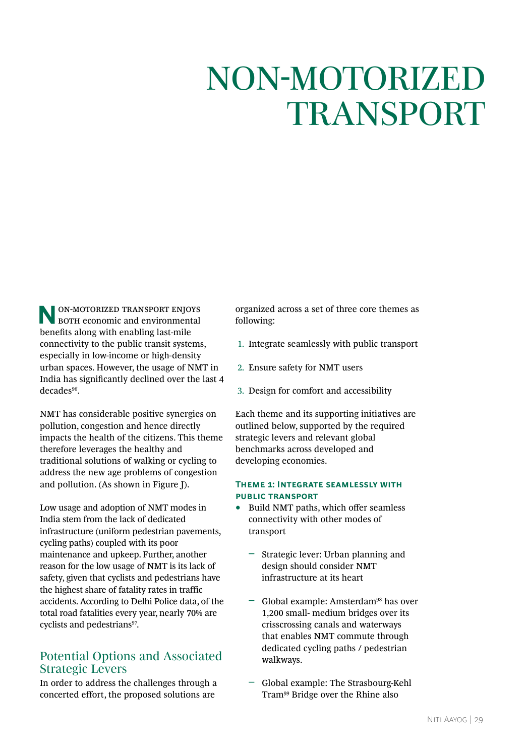# NON-MOTORIZED TRANSPORT

Non-motorized transport enjoys both economic and environmental benefits along with enabling last-mile connectivity to the public transit systems, especially in low-income or high-density urban spaces. However, the usage of NMT in India has significantly declined over the last 4 decades[96].

NMT has considerable positive synergies on pollution, congestion and hence directly impacts the health of the citizens. This theme therefore leverages the healthy and traditional solutions of walking or cycling to address the new age problems of congestion and pollution. (As shown in Figure J).

Low usage and adoption of NMT modes in India stem from the lack of dedicated infrastructure (uniform pedestrian pavements, cycling paths) coupled with its poor maintenance and upkeep. Further, another reason for the low usage of NMT is its lack of safety, given that cyclists and pedestrians have the highest share of fatality rates in traffic accidents. According to Delhi Police data, of the total road fatalities every year, nearly 70% are cyclists and pedestrians[97].

## Potential Options and Associated Strategic Levers

In order to address the challenges through a concerted effort, the proposed solutions are organized across a set of three core themes as following:

1. Integrate seamlessly with public transport
2. Ensure safety for NMT users
3. Design for comfort and accessibility

Each theme and its supporting initiatives are outlined below, supported by the required strategic levers and relevant global benchmarks across developed and developing economies.

### Theme 1: Integrate seamlessly with public transport

- Build NMT paths, which offer seamless connectivity with other modes of transport
  - Strategic lever: Urban planning and design should consider NMT infrastructure at its heart
  - Global example: Amsterdam[98] has over 1,200 small- medium bridges over its crisscrossing canals and waterways that enables NMT commute through dedicated cycling paths / pedestrian walkways.
  - Global example: The Strasbourg-Kehl Tram[99] Bridge over the Rhine also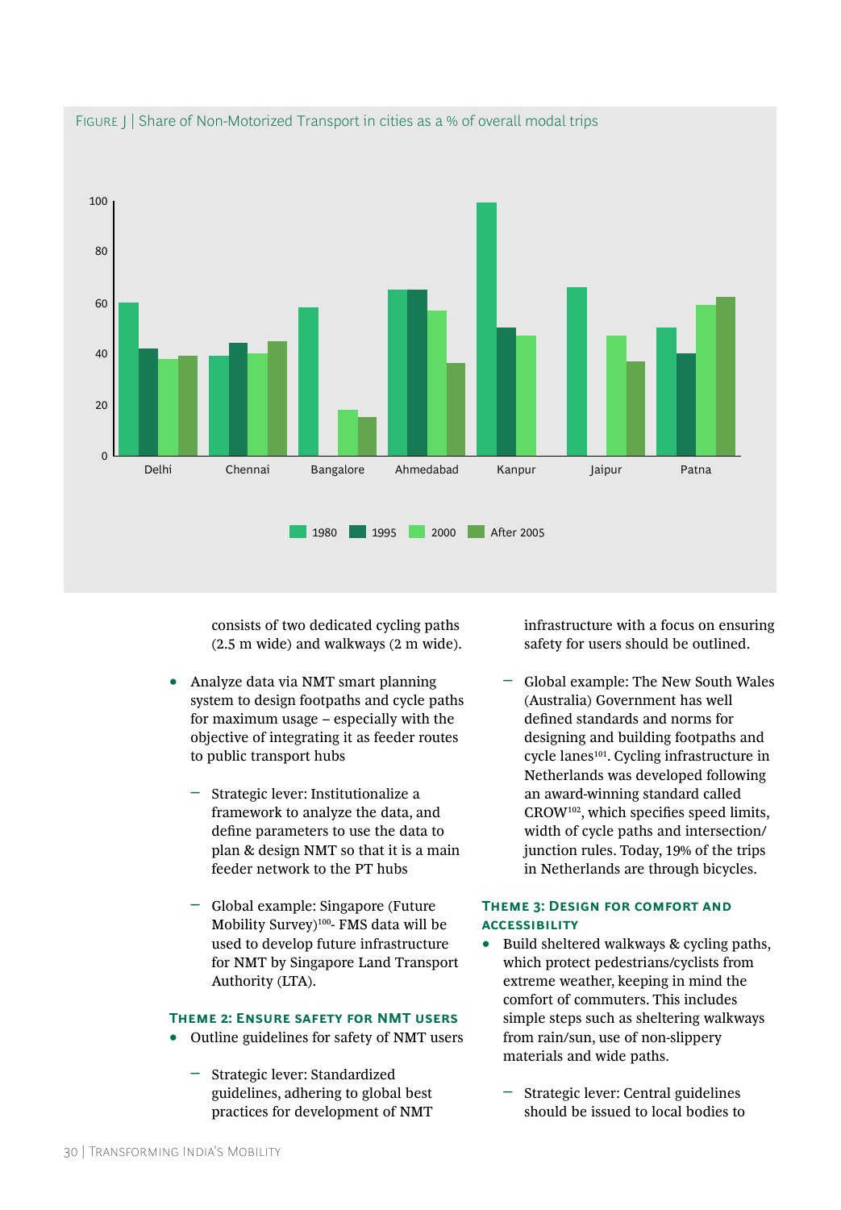Figure J | Share of Non-Motorized Transport in cities as a % of overall modal trips

consists of two dedicated cycling paths (2.5 m wide) and walkways (2 m wide).

- Analyze data via NMT smart planning system to design footpaths and cycle paths for maximum usage – especially with the objective of integrating it as feeder routes to public transport hubs
  - Strategic lever: Institutionalize a framework to analyze the data, and define parameters to use the data to plan & design NMT so that it is a main feeder network to the PT hubs
  - Global example: Singapore (Future Mobility Survey)[100]- FMS data will be used to develop future infrastructure for NMT by Singapore Land Transport Authority (LTA).

### Theme 2: Ensure safety for NMT users

- Outline guidelines for safety of NMT users
  - Strategic lever: Standardized guidelines, adhering to global best practices for development of NMT infrastructure with a focus on ensuring safety for users should be outlined.
  - Global example: The New South Wales (Australia) Government has well defined standards and norms for designing and building footpaths and cycle lanes[101]. Cycling infrastructure in Netherlands was developed following an award-winning standard called CROW[102], which specifies speed limits, width of cycle paths and intersection/ junction rules. Today, 19% of the trips in Netherlands are through bicycles.

### Theme 3: Design for comfort and accessibility

- Build sheltered walkways & cycling paths, which protect pedestrians/cyclists from extreme weather, keeping in mind the comfort of commuters. This includes simple steps such as sheltering walkways from rain/sun, use of non-slippery materials and wide paths.
  - Strategic lever: Central guidelines should be issued to local bodies to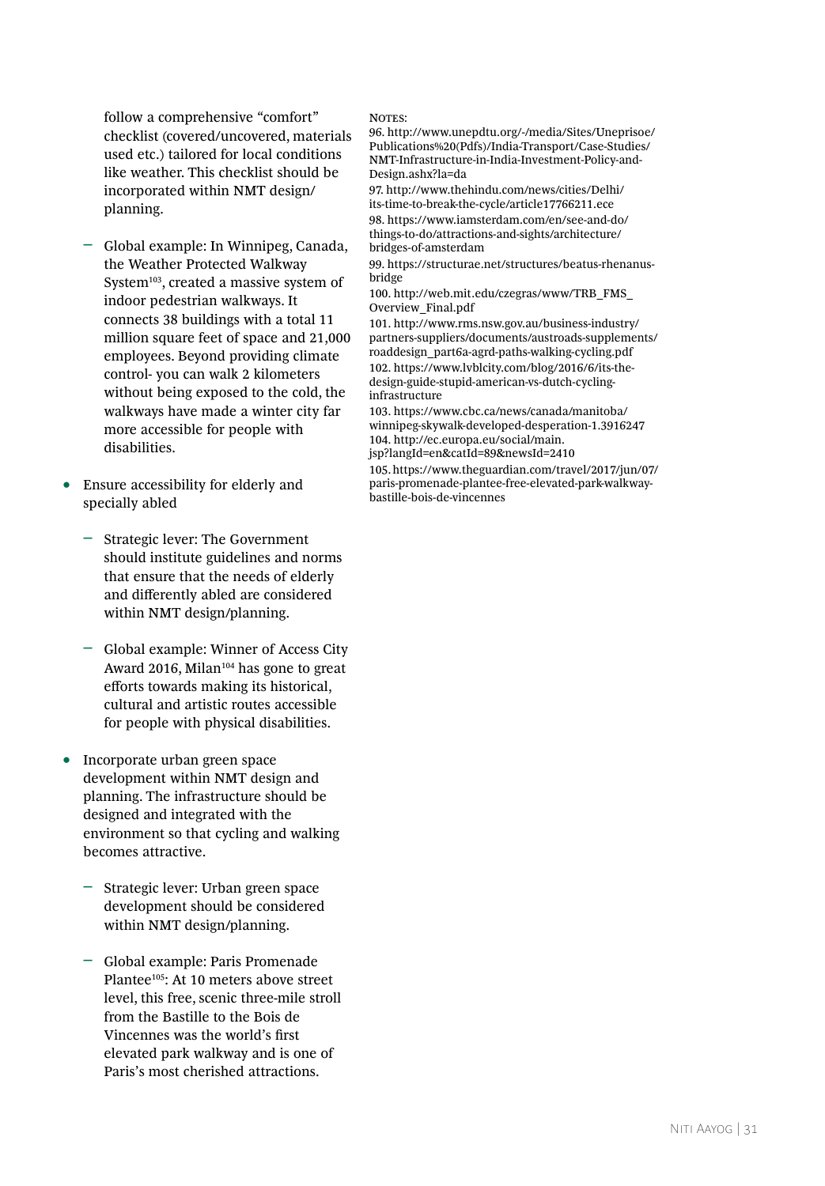follow a comprehensive "comfort" checklist (covered/uncovered, materials used etc.) tailored for local conditions like weather. This checklist should be incorporated within NMT design/planning.

  - Global example: In Winnipeg, Canada, the Weather Protected Walkway System[103], created a massive system of indoor pedestrian walkways. It connects 38 buildings with a total 11 million square feet of space and 21,000 employees. Beyond providing climate control- you can walk 2 kilometers without being exposed to the cold, the walkways have made a winter city far more accessible for people with disabilities.

- Ensure accessibility for elderly and specially abled
  - Strategic lever: The Government should institute guidelines and norms that ensure that the needs of elderly and differently abled are considered within NMT design/planning.
  - Global example: Winner of Access City Award 2016, Milan[104] has gone to great efforts towards making its historical, cultural and artistic routes accessible for people with physical disabilities.

- Incorporate urban green space development within NMT design and planning. The infrastructure should be designed and integrated with the environment so that cycling and walking becomes attractive.
  - Strategic lever: Urban green space development should be considered within NMT design/planning.
  - Global example: Paris Promenade Plantee[105]: At 10 meters above street level, this free, scenic three-mile stroll from the Bastille to the Bois de Vincennes was the world's first elevated park walkway and is one of Paris's most cherished attractions.

Notes:

96. http://www.unepdtu.org/-/media/Sites/Uneprisoe/Publications%20(Pdfs)/India-Transport/Case-Studies/NMT-Infrastructure-in-India-Investment-Policy-and-Design.ashx?la=da
97. http://www.thehindu.com/news/cities/Delhi/its-time-to-break-the-cycle/article17766211.ece
98. https://www.iamsterdam.com/en/see-and-do/things-to-do/attractions-and-sights/architecture/bridges-of-amsterdam
99. https://structurae.net/structures/beatus-rhenanus-bridge
100. http://web.mit.edu/czegras/www/TRB_FMS_Overview_Final.pdf
101. http://www.rms.nsw.gov.au/business-industry/partners-suppliers/documents/austroads-supplements/roaddesign_part6a-agrd-paths-walking-cycling.pdf
102. https://www.lvblcity.com/blog/2016/6/its-the-design-guide-stupid-american-vs-dutch-cycling-infrastructure
103. https://www.cbc.ca/news/canada/manitoba/winnipeg-skywalk-developed-desperation-1.3916247
104. http://ec.europa.eu/social/main.jsp?langId=en&catId=89&newsId=2410
105. https://www.theguardian.com/travel/2017/jun/07/paris-promenade-plantee-free-elevated-park-walkway-bastille-bois-de-vincennes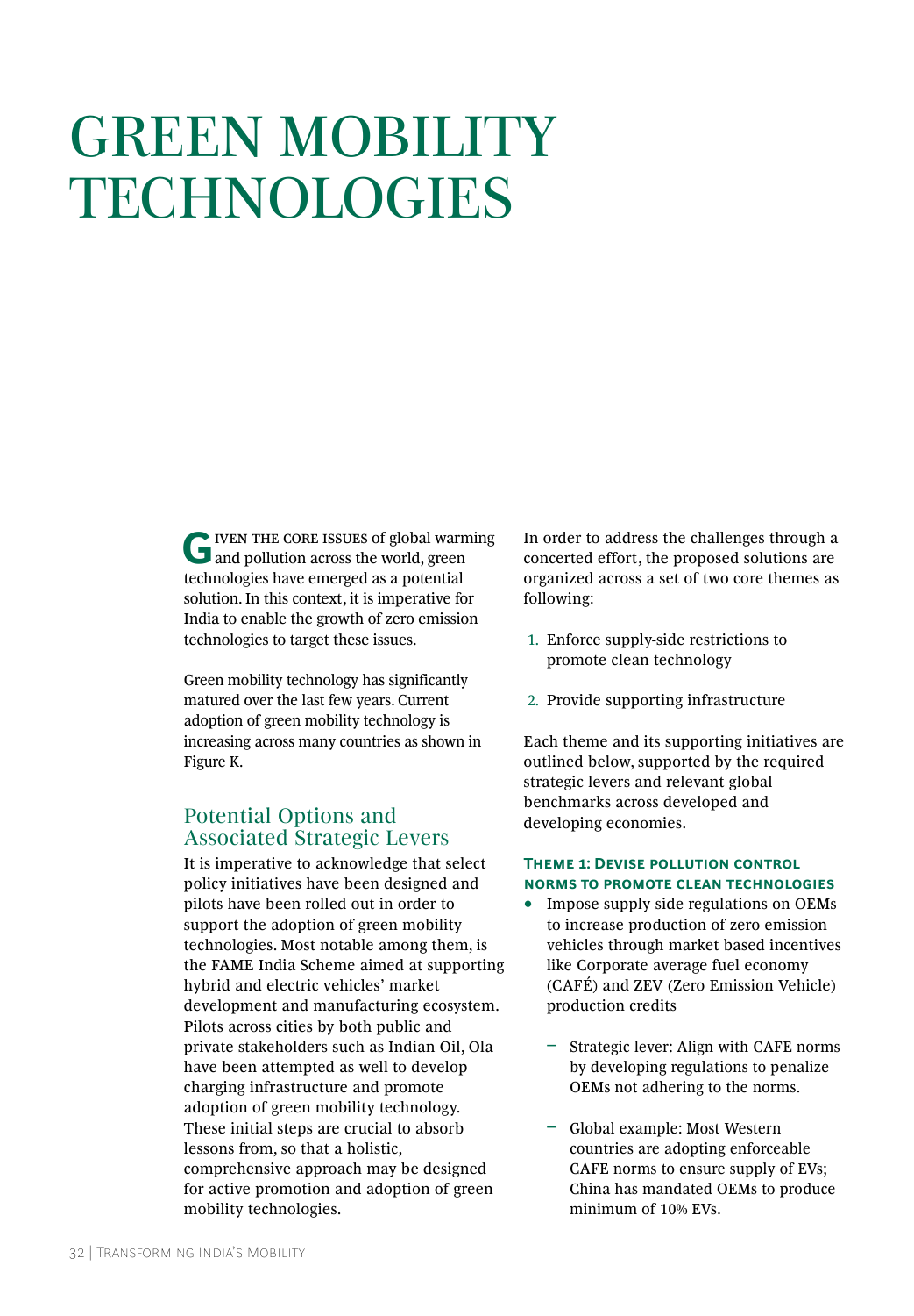# GREEN MOBILITY TECHNOLOGIES

Given the core issues of global warming and pollution across the world, green technologies have emerged as a potential solution. In this context, it is imperative for India to enable the growth of zero emission technologies to target these issues.

Green mobility technology has significantly matured over the last few years. Current adoption of green mobility technology is increasing across many countries as shown in Figure K.

## Potential Options and Associated Strategic Levers

It is imperative to acknowledge that select policy initiatives have been designed and pilots have been rolled out in order to support the adoption of green mobility technologies. Most notable among them, is the FAME India Scheme aimed at supporting hybrid and electric vehicles' market development and manufacturing ecosystem. Pilots across cities by both public and private stakeholders such as Indian Oil, Ola have been attempted as well to develop charging infrastructure and promote adoption of green mobility technology. These initial steps are crucial to absorb lessons from, so that a holistic, comprehensive approach may be designed for active promotion and adoption of green mobility technologies.

In order to address the challenges through a concerted effort, the proposed solutions are organized across a set of two core themes as following:

1. Enforce supply-side restrictions to promote clean technology
2. Provide supporting infrastructure

Each theme and its supporting initiatives are outlined below, supported by the required strategic levers and relevant global benchmarks across developed and developing economies.

### Theme 1: Devise pollution control norms to promote clean technologies

- Impose supply side regulations on OEMs to increase production of zero emission vehicles through market based incentives like Corporate average fuel economy (CAFÉ) and ZEV (Zero Emission Vehicle) production credits
  - Strategic lever: Align with CAFE norms by developing regulations to penalize OEMs not adhering to the norms.
  - Global example: Most Western countries are adopting enforceable CAFE norms to ensure supply of EVs; China has mandated OEMs to produce minimum of 10% EVs.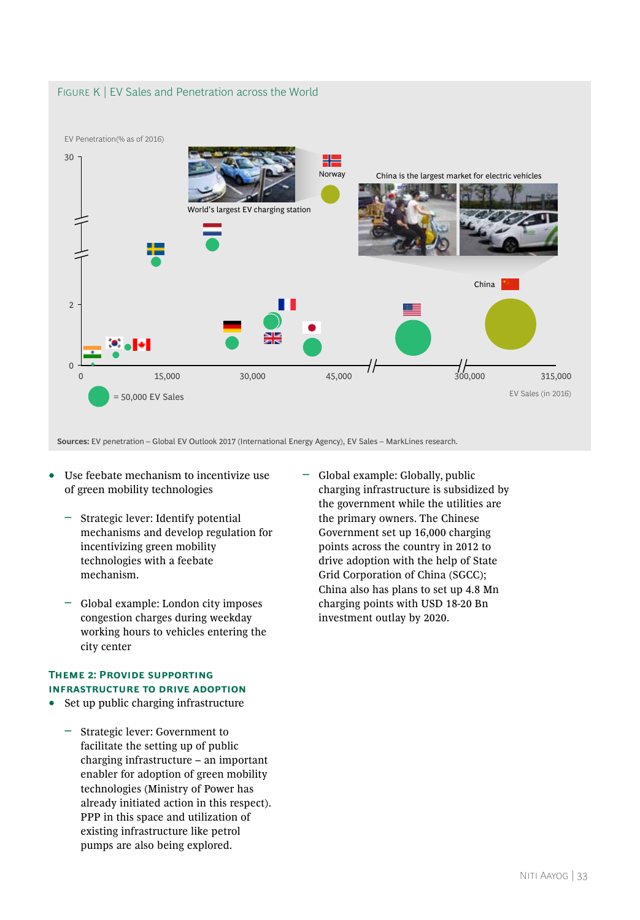FIGURE K | EV Sales and Penetration across the World

EV Penetration(% as of 2016)

World's largest EV charging station

Norway

China is the largest market for electric vehicles

China

= 50,000 EV Sales

EV Sales (in 2016)

**Sources:** EV penetration – Global EV Outlook 2017 (International Energy Agency), EV Sales – MarkLines research.

- Use feebate mechanism to incentivize use of green mobility technologies
  - Strategic lever: Identify potential mechanisms and develop regulation for incentivizing green mobility technologies with a feebate mechanism.
  - Global example: London city imposes congestion charges during weekday working hours to vehicles entering the city center

### THEME 2: PROVIDE SUPPORTING INFRASTRUCTURE TO DRIVE ADOPTION

- Set up public charging infrastructure
  - Strategic lever: Government to facilitate the setting up of public charging infrastructure – an important enabler for adoption of green mobility technologies (Ministry of Power has already initiated action in this respect). PPP in this space and utilization of existing infrastructure like petrol pumps are also being explored.
  - Global example: Globally, public charging infrastructure is subsidized by the government while the utilities are the primary owners. The Chinese Government set up 16,000 charging points across the country in 2012 to drive adoption with the help of State Grid Corporation of China (SGCC); China also has plans to set up 4.8 Mn charging points with USD 18-20 Bn investment outlay by 2020.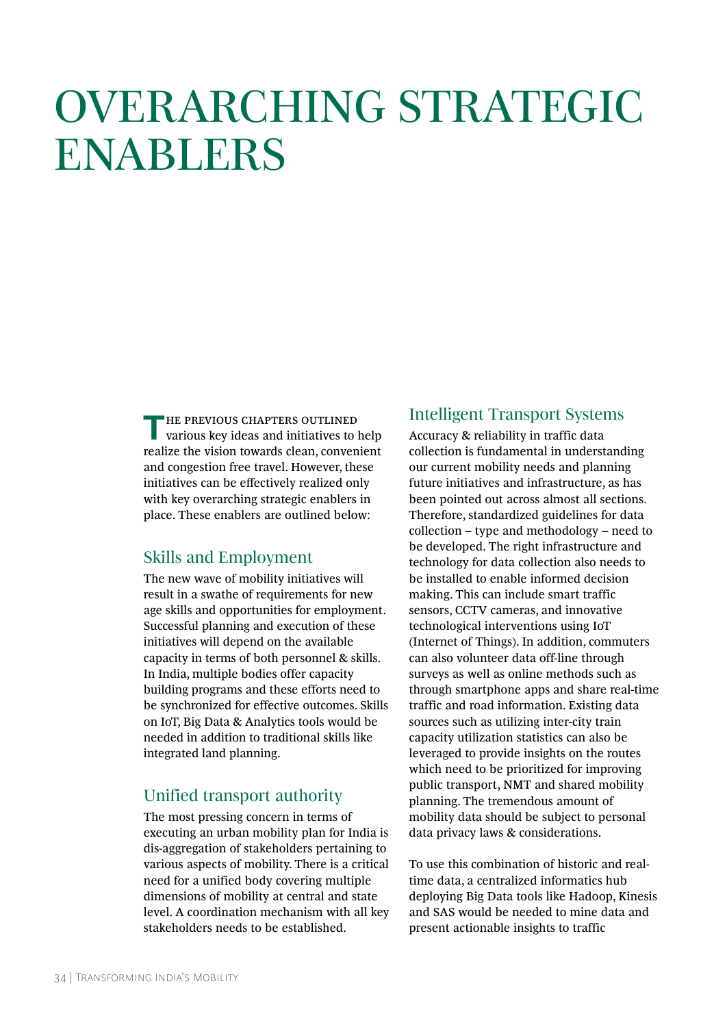# OVERARCHING STRATEGIC ENABLERS

THE PREVIOUS CHAPTERS OUTLINED various key ideas and initiatives to help realize the vision towards clean, convenient and congestion free travel. However, these initiatives can be effectively realized only with key overarching strategic enablers in place. These enablers are outlined below:

## Skills and Employment

The new wave of mobility initiatives will result in a swathe of requirements for new age skills and opportunities for employment. Successful planning and execution of these initiatives will depend on the available capacity in terms of both personnel & skills. In India, multiple bodies offer capacity building programs and these efforts need to be synchronized for effective outcomes. Skills on IoT, Big Data & Analytics tools would be needed in addition to traditional skills like integrated land planning.

## Unified transport authority

The most pressing concern in terms of executing an urban mobility plan for India is dis-aggregation of stakeholders pertaining to various aspects of mobility. There is a critical need for a unified body covering multiple dimensions of mobility at central and state level. A coordination mechanism with all key stakeholders needs to be established.

## Intelligent Transport Systems

Accuracy & reliability in traffic data collection is fundamental in understanding our current mobility needs and planning future initiatives and infrastructure, as has been pointed out across almost all sections. Therefore, standardized guidelines for data collection – type and methodology – need to be developed. The right infrastructure and technology for data collection also needs to be installed to enable informed decision making. This can include smart traffic sensors, CCTV cameras, and innovative technological interventions using IoT (Internet of Things). In addition, commuters can also volunteer data off-line through surveys as well as online methods such as through smartphone apps and share real-time traffic and road information. Existing data sources such as utilizing inter-city train capacity utilization statistics can also be leveraged to provide insights on the routes which need to be prioritized for improving public transport, NMT and shared mobility planning. The tremendous amount of mobility data should be subject to personal data privacy laws & considerations.

To use this combination of historic and real-time data, a centralized informatics hub deploying Big Data tools like Hadoop, Kinesis and SAS would be needed to mine data and present actionable insights to traffic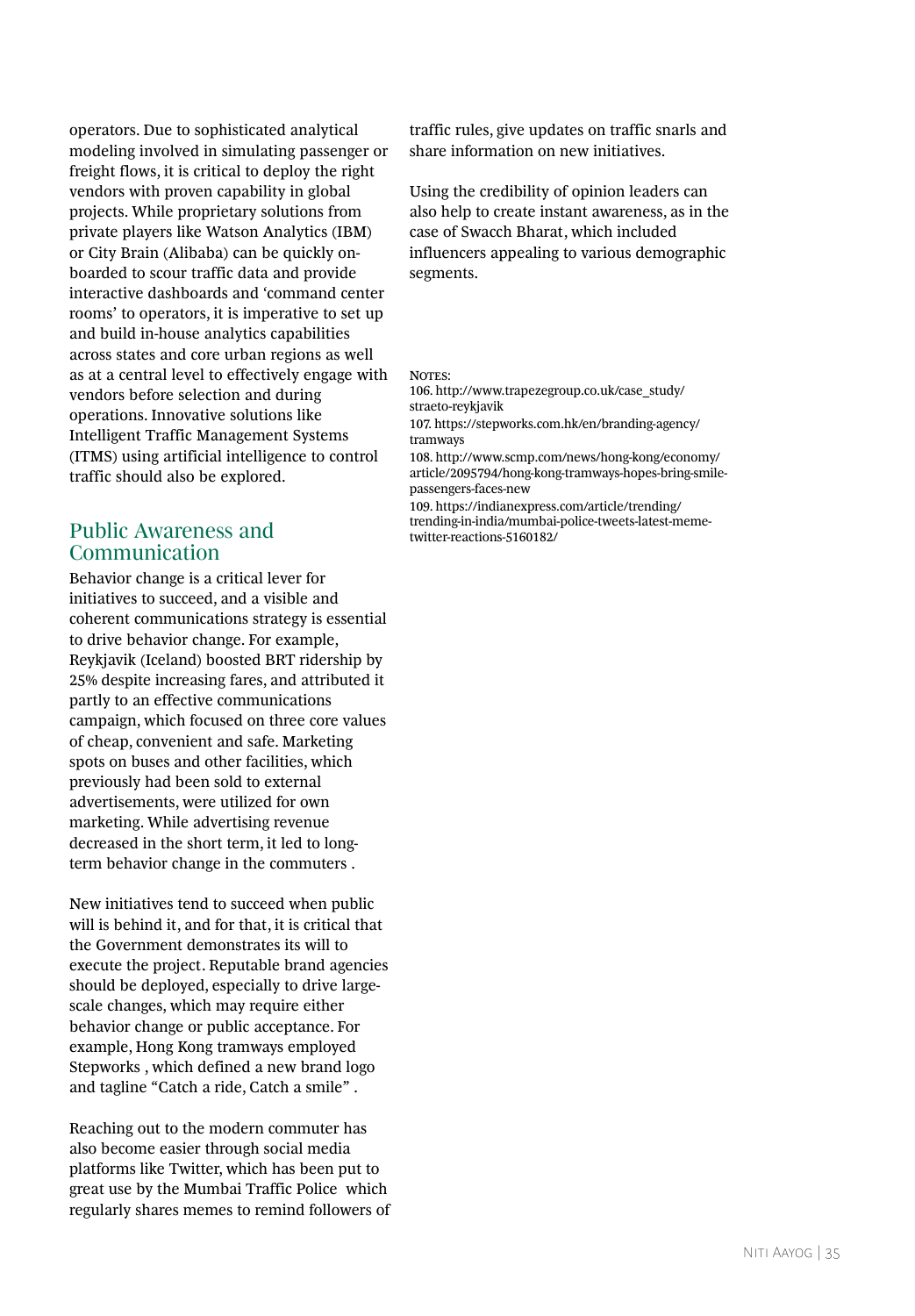operators. Due to sophisticated analytical modeling involved in simulating passenger or freight flows, it is critical to deploy the right vendors with proven capability in global projects. While proprietary solutions from private players like Watson Analytics (IBM) or City Brain (Alibaba) can be quickly on-boarded to scour traffic data and provide interactive dashboards and 'command center rooms' to operators, it is imperative to set up and build in-house analytics capabilities across states and core urban regions as well as at a central level to effectively engage with vendors before selection and during operations. Innovative solutions like Intelligent Traffic Management Systems (ITMS) using artificial intelligence to control traffic should also be explored.

## Public Awareness and Communication

Behavior change is a critical lever for initiatives to succeed, and a visible and coherent communications strategy is essential to drive behavior change. For example, Reykjavik (Iceland) boosted BRT ridership by 25% despite increasing fares, and attributed it partly to an effective communications campaign, which focused on three core values of cheap, convenient and safe. Marketing spots on buses and other facilities, which previously had been sold to external advertisements, were utilized for own marketing. While advertising revenue decreased in the short term, it led to long-term behavior change in the commuters .

New initiatives tend to succeed when public will is behind it, and for that, it is critical that the Government demonstrates its will to execute the project. Reputable brand agencies should be deployed, especially to drive large-scale changes, which may require either behavior change or public acceptance. For example, Hong Kong tramways employed Stepworks , which defined a new brand logo and tagline "Catch a ride, Catch a smile" .

Reaching out to the modern commuter has also become easier through social media platforms like Twitter, which has been put to great use by the Mumbai Traffic Police which regularly shares memes to remind followers of traffic rules, give updates on traffic snarls and share information on new initiatives.

Using the credibility of opinion leaders can also help to create instant awareness, as in the case of Swacch Bharat, which included influencers appealing to various demographic segments.

Notes:

106. http://www.trapezegroup.co.uk/case_study/straeto-reykjavik
107. https://stepworks.com.hk/en/branding-agency/tramways
108. http://www.scmp.com/news/hong-kong/economy/article/2095794/hong-kong-tramways-hopes-bring-smile-passengers-faces-new
109. https://indianexpress.com/article/trending/trending-in-india/mumbai-police-tweets-latest-meme-twitter-reactions-5160182/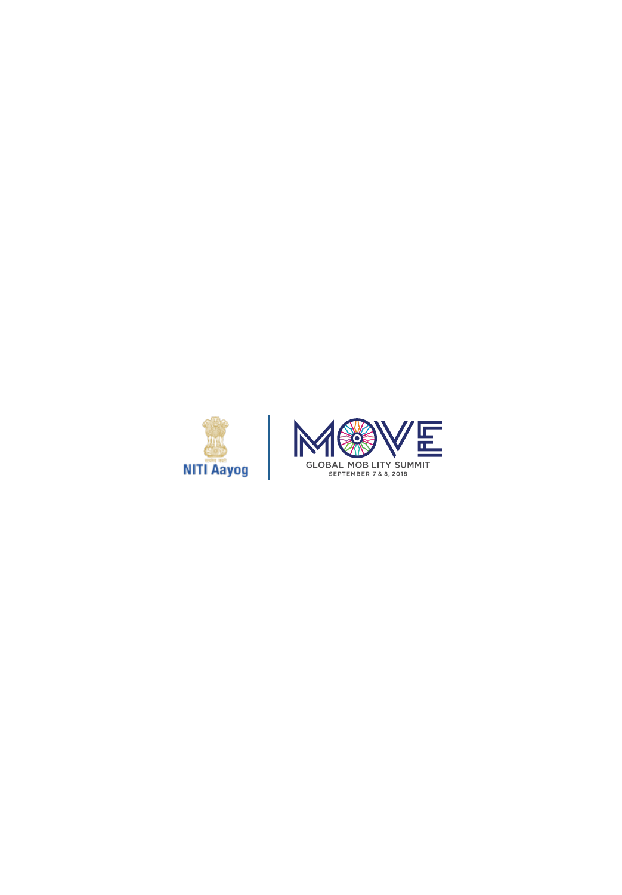NITI Aayog

MOVE

GLOBAL MOBILITY SUMMIT

SEPTEMBER 7 & 8, 2018